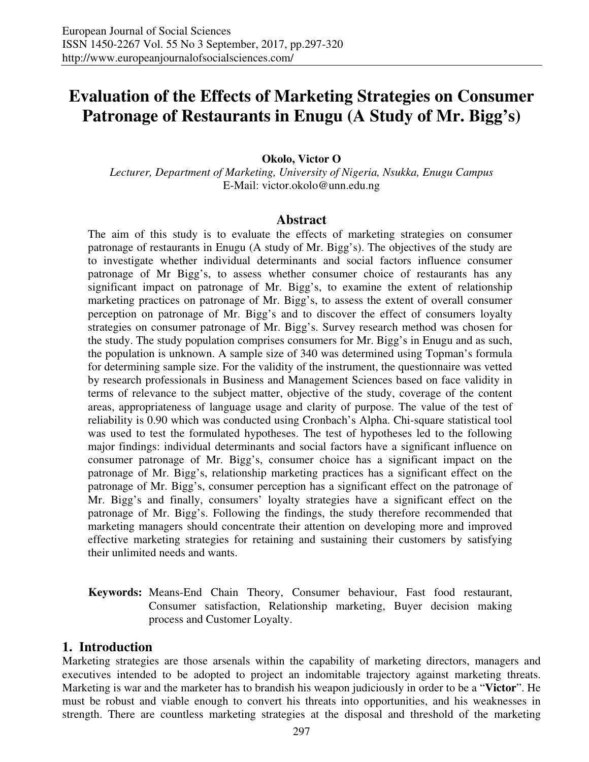# Evaluation of the Effects of Marketing Strategies on Consumer Patronage of Restaurants in Enugu (A Study of Mr. Bigg's)

**Okolo, Victor O**

*Lecturer, Department of Marketing, University of Nigeria, Nsukka, Enugu Campus*
E-Mail: victor.okolo@unn.edu.ng

## Abstract

The aim of this study is to evaluate the effects of marketing strategies on consumer patronage of restaurants in Enugu (A study of Mr. Bigg's). The objectives of the study are to investigate whether individual determinants and social factors influence consumer patronage of Mr Bigg's, to assess whether consumer choice of restaurants has any significant impact on patronage of Mr. Bigg's, to examine the extent of relationship marketing practices on patronage of Mr. Bigg's, to assess the extent of overall consumer perception on patronage of Mr. Bigg's and to discover the effect of consumers loyalty strategies on consumer patronage of Mr. Bigg's. Survey research method was chosen for the study. The study population comprises consumers for Mr. Bigg's in Enugu and as such, the population is unknown. A sample size of 340 was determined using Topman's formula for determining sample size. For the validity of the instrument, the questionnaire was vetted by research professionals in Business and Management Sciences based on face validity in terms of relevance to the subject matter, objective of the study, coverage of the content areas, appropriateness of language usage and clarity of purpose. The value of the test of reliability is 0.90 which was conducted using Cronbach's Alpha. Chi-square statistical tool was used to test the formulated hypotheses. The test of hypotheses led to the following major findings: individual determinants and social factors have a significant influence on consumer patronage of Mr. Bigg's, consumer choice has a significant impact on the patronage of Mr. Bigg's, relationship marketing practices has a significant effect on the patronage of Mr. Bigg's, consumer perception has a significant effect on the patronage of Mr. Bigg's and finally, consumers' loyalty strategies have a significant effect on the patronage of Mr. Bigg's. Following the findings, the study therefore recommended that marketing managers should concentrate their attention on developing more and improved effective marketing strategies for retaining and sustaining their customers by satisfying their unlimited needs and wants.

**Keywords:** Means-End Chain Theory, Consumer behaviour, Fast food restaurant, Consumer satisfaction, Relationship marketing, Buyer decision making process and Customer Loyalty.

## 1. Introduction

Marketing strategies are those arsenals within the capability of marketing directors, managers and executives intended to be adopted to project an indomitable trajectory against marketing threats. Marketing is war and the marketer has to brandish his weapon judiciously in order to be a "**Victor**". He must be robust and viable enough to convert his threats into opportunities, and his weaknesses in strength. There are countless marketing strategies at the disposal and threshold of the marketing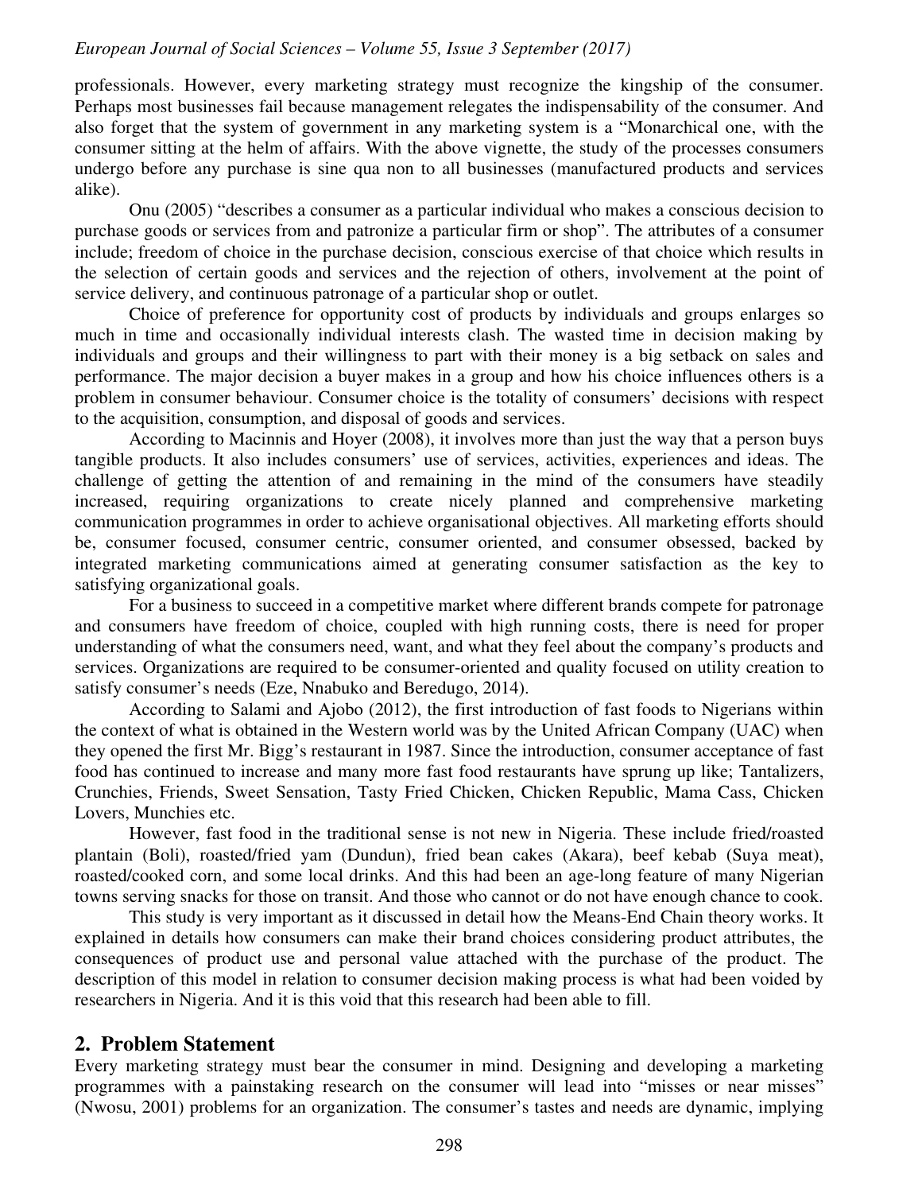professionals. However, every marketing strategy must recognize the kingship of the consumer. Perhaps most businesses fail because management relegates the indispensability of the consumer. And also forget that the system of government in any marketing system is a "Monarchical one, with the consumer sitting at the helm of affairs. With the above vignette, the study of the processes consumers undergo before any purchase is sine qua non to all businesses (manufactured products and services alike).

Onu (2005) "describes a consumer as a particular individual who makes a conscious decision to purchase goods or services from and patronize a particular firm or shop". The attributes of a consumer include; freedom of choice in the purchase decision, conscious exercise of that choice which results in the selection of certain goods and services and the rejection of others, involvement at the point of service delivery, and continuous patronage of a particular shop or outlet.

Choice of preference for opportunity cost of products by individuals and groups enlarges so much in time and occasionally individual interests clash. The wasted time in decision making by individuals and groups and their willingness to part with their money is a big setback on sales and performance. The major decision a buyer makes in a group and how his choice influences others is a problem in consumer behaviour. Consumer choice is the totality of consumers' decisions with respect to the acquisition, consumption, and disposal of goods and services.

According to Macinnis and Hoyer (2008), it involves more than just the way that a person buys tangible products. It also includes consumers' use of services, activities, experiences and ideas. The challenge of getting the attention of and remaining in the mind of the consumers have steadily increased, requiring organizations to create nicely planned and comprehensive marketing communication programmes in order to achieve organisational objectives. All marketing efforts should be, consumer focused, consumer centric, consumer oriented, and consumer obsessed, backed by integrated marketing communications aimed at generating consumer satisfaction as the key to satisfying organizational goals.

For a business to succeed in a competitive market where different brands compete for patronage and consumers have freedom of choice, coupled with high running costs, there is need for proper understanding of what the consumers need, want, and what they feel about the company's products and services. Organizations are required to be consumer-oriented and quality focused on utility creation to satisfy consumer's needs (Eze, Nnabuko and Beredugo, 2014).

According to Salami and Ajobo (2012), the first introduction of fast foods to Nigerians within the context of what is obtained in the Western world was by the United African Company (UAC) when they opened the first Mr. Bigg's restaurant in 1987. Since the introduction, consumer acceptance of fast food has continued to increase and many more fast food restaurants have sprung up like; Tantalizers, Crunchies, Friends, Sweet Sensation, Tasty Fried Chicken, Chicken Republic, Mama Cass, Chicken Lovers, Munchies etc.

However, fast food in the traditional sense is not new in Nigeria. These include fried/roasted plantain (Boli), roasted/fried yam (Dundun), fried bean cakes (Akara), beef kebab (Suya meat), roasted/cooked corn, and some local drinks. And this had been an age-long feature of many Nigerian towns serving snacks for those on transit. And those who cannot or do not have enough chance to cook.

This study is very important as it discussed in detail how the Means-End Chain theory works. It explained in details how consumers can make their brand choices considering product attributes, the consequences of product use and personal value attached with the purchase of the product. The description of this model in relation to consumer decision making process is what had been voided by researchers in Nigeria. And it is this void that this research had been able to fill.

## 2. Problem Statement

Every marketing strategy must bear the consumer in mind. Designing and developing a marketing programmes with a painstaking research on the consumer will lead into "misses or near misses" (Nwosu, 2001) problems for an organization. The consumer's tastes and needs are dynamic, implying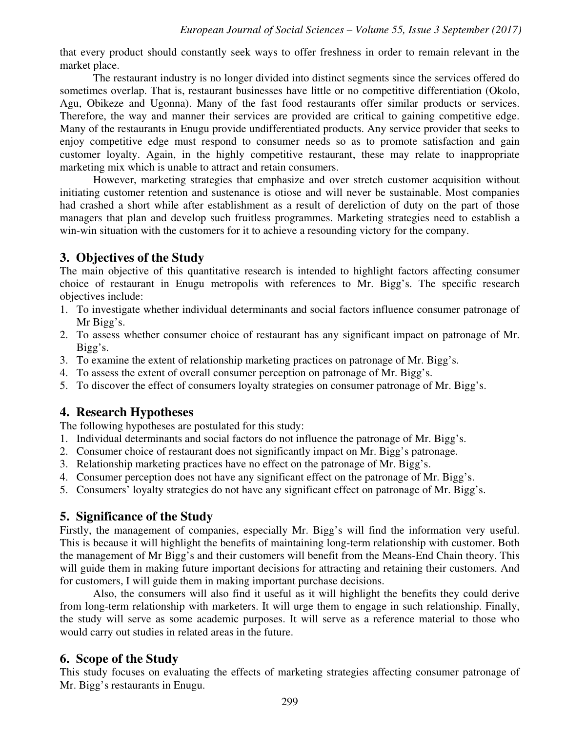that every product should constantly seek ways to offer freshness in order to remain relevant in the market place.

The restaurant industry is no longer divided into distinct segments since the services offered do sometimes overlap. That is, restaurant businesses have little or no competitive differentiation (Okolo, Agu, Obikeze and Ugonna). Many of the fast food restaurants offer similar products or services. Therefore, the way and manner their services are provided are critical to gaining competitive edge. Many of the restaurants in Enugu provide undifferentiated products. Any service provider that seeks to enjoy competitive edge must respond to consumer needs so as to promote satisfaction and gain customer loyalty. Again, in the highly competitive restaurant, these may relate to inappropriate marketing mix which is unable to attract and retain consumers.

However, marketing strategies that emphasize and over stretch customer acquisition without initiating customer retention and sustenance is otiose and will never be sustainable. Most companies had crashed a short while after establishment as a result of dereliction of duty on the part of those managers that plan and develop such fruitless programmes. Marketing strategies need to establish a win-win situation with the customers for it to achieve a resounding victory for the company.

## 3. Objectives of the Study

The main objective of this quantitative research is intended to highlight factors affecting consumer choice of restaurant in Enugu metropolis with references to Mr. Bigg's. The specific research objectives include:

1. To investigate whether individual determinants and social factors influence consumer patronage of Mr Bigg's.
2. To assess whether consumer choice of restaurant has any significant impact on patronage of Mr. Bigg's.
3. To examine the extent of relationship marketing practices on patronage of Mr. Bigg's.
4. To assess the extent of overall consumer perception on patronage of Mr. Bigg's.
5. To discover the effect of consumers loyalty strategies on consumer patronage of Mr. Bigg's.

## 4. Research Hypotheses

The following hypotheses are postulated for this study:

1. Individual determinants and social factors do not influence the patronage of Mr. Bigg's.
2. Consumer choice of restaurant does not significantly impact on Mr. Bigg's patronage.
3. Relationship marketing practices have no effect on the patronage of Mr. Bigg's.
4. Consumer perception does not have any significant effect on the patronage of Mr. Bigg's.
5. Consumers' loyalty strategies do not have any significant effect on patronage of Mr. Bigg's.

## 5. Significance of the Study

Firstly, the management of companies, especially Mr. Bigg's will find the information very useful. This is because it will highlight the benefits of maintaining long-term relationship with customer. Both the management of Mr Bigg's and their customers will benefit from the Means-End Chain theory. This will guide them in making future important decisions for attracting and retaining their customers. And for customers, I will guide them in making important purchase decisions.

Also, the consumers will also find it useful as it will highlight the benefits they could derive from long-term relationship with marketers. It will urge them to engage in such relationship. Finally, the study will serve as some academic purposes. It will serve as a reference material to those who would carry out studies in related areas in the future.

## 6. Scope of the Study

This study focuses on evaluating the effects of marketing strategies affecting consumer patronage of Mr. Bigg's restaurants in Enugu.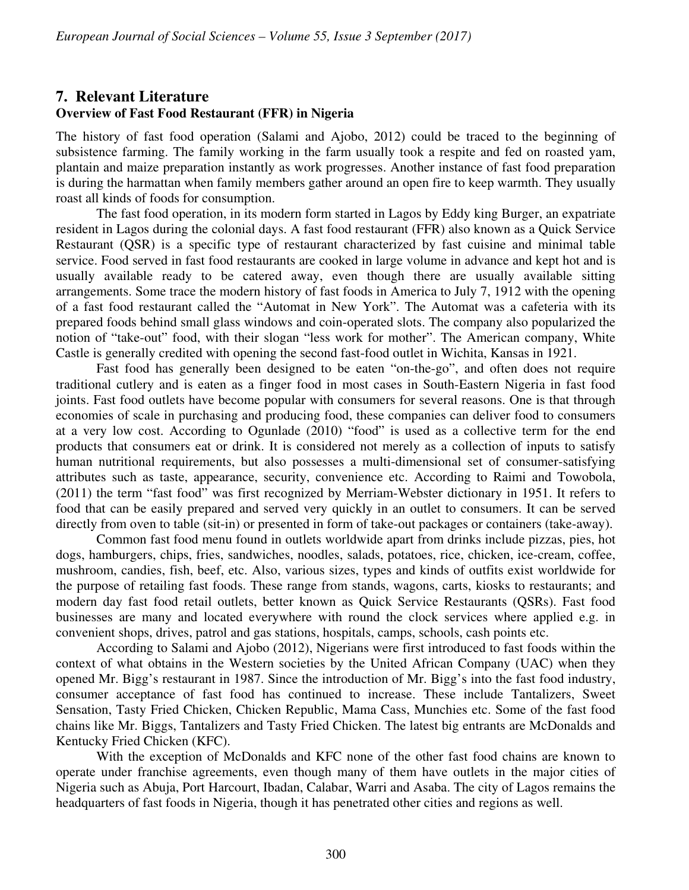## 7. Relevant Literature

### Overview of Fast Food Restaurant (FFR) in Nigeria

The history of fast food operation (Salami and Ajobo, 2012) could be traced to the beginning of subsistence farming. The family working in the farm usually took a respite and fed on roasted yam, plantain and maize preparation instantly as work progresses. Another instance of fast food preparation is during the harmattan when family members gather around an open fire to keep warmth. They usually roast all kinds of foods for consumption.

The fast food operation, in its modern form started in Lagos by Eddy king Burger, an expatriate resident in Lagos during the colonial days. A fast food restaurant (FFR) also known as a Quick Service Restaurant (QSR) is a specific type of restaurant characterized by fast cuisine and minimal table service. Food served in fast food restaurants are cooked in large volume in advance and kept hot and is usually available ready to be catered away, even though there are usually available sitting arrangements. Some trace the modern history of fast foods in America to July 7, 1912 with the opening of a fast food restaurant called the "Automat in New York". The Automat was a cafeteria with its prepared foods behind small glass windows and coin-operated slots. The company also popularized the notion of "take-out" food, with their slogan "less work for mother". The American company, White Castle is generally credited with opening the second fast-food outlet in Wichita, Kansas in 1921.

Fast food has generally been designed to be eaten "on-the-go", and often does not require traditional cutlery and is eaten as a finger food in most cases in South-Eastern Nigeria in fast food joints. Fast food outlets have become popular with consumers for several reasons. One is that through economies of scale in purchasing and producing food, these companies can deliver food to consumers at a very low cost. According to Ogunlade (2010) "food" is used as a collective term for the end products that consumers eat or drink. It is considered not merely as a collection of inputs to satisfy human nutritional requirements, but also possesses a multi-dimensional set of consumer-satisfying attributes such as taste, appearance, security, convenience etc. According to Raimi and Towobola, (2011) the term "fast food" was first recognized by Merriam-Webster dictionary in 1951. It refers to food that can be easily prepared and served very quickly in an outlet to consumers. It can be served directly from oven to table (sit-in) or presented in form of take-out packages or containers (take-away).

Common fast food menu found in outlets worldwide apart from drinks include pizzas, pies, hot dogs, hamburgers, chips, fries, sandwiches, noodles, salads, potatoes, rice, chicken, ice-cream, coffee, mushroom, candies, fish, beef, etc. Also, various sizes, types and kinds of outfits exist worldwide for the purpose of retailing fast foods. These range from stands, wagons, carts, kiosks to restaurants; and modern day fast food retail outlets, better known as Quick Service Restaurants (QSRs). Fast food businesses are many and located everywhere with round the clock services where applied e.g. in convenient shops, drives, patrol and gas stations, hospitals, camps, schools, cash points etc.

According to Salami and Ajobo (2012), Nigerians were first introduced to fast foods within the context of what obtains in the Western societies by the United African Company (UAC) when they opened Mr. Bigg's restaurant in 1987. Since the introduction of Mr. Bigg's into the fast food industry, consumer acceptance of fast food has continued to increase. These include Tantalizers, Sweet Sensation, Tasty Fried Chicken, Chicken Republic, Mama Cass, Munchies etc. Some of the fast food chains like Mr. Biggs, Tantalizers and Tasty Fried Chicken. The latest big entrants are McDonalds and Kentucky Fried Chicken (KFC).

With the exception of McDonalds and KFC none of the other fast food chains are known to operate under franchise agreements, even though many of them have outlets in the major cities of Nigeria such as Abuja, Port Harcourt, Ibadan, Calabar, Warri and Asaba. The city of Lagos remains the headquarters of fast foods in Nigeria, though it has penetrated other cities and regions as well.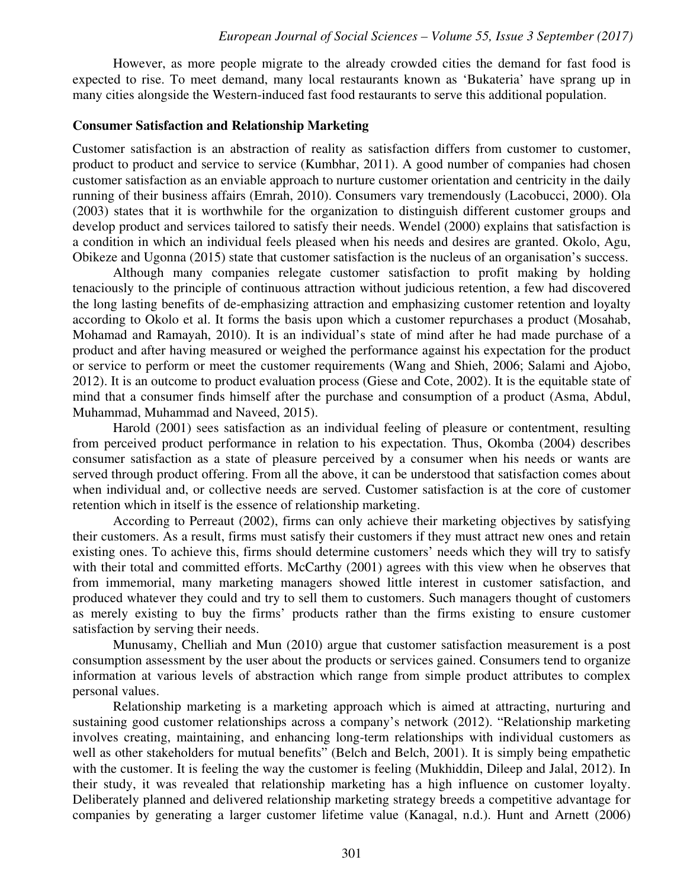However, as more people migrate to the already crowded cities the demand for fast food is expected to rise. To meet demand, many local restaurants known as 'Bukateria' have sprang up in many cities alongside the Western-induced fast food restaurants to serve this additional population.

## Consumer Satisfaction and Relationship Marketing

Customer satisfaction is an abstraction of reality as satisfaction differs from customer to customer, product to product and service to service (Kumbhar, 2011). A good number of companies had chosen customer satisfaction as an enviable approach to nurture customer orientation and centricity in the daily running of their business affairs (Emrah, 2010). Consumers vary tremendously (Lacobucci, 2000). Ola (2003) states that it is worthwhile for the organization to distinguish different customer groups and develop product and services tailored to satisfy their needs. Wendel (2000) explains that satisfaction is a condition in which an individual feels pleased when his needs and desires are granted. Okolo, Agu, Obikeze and Ugonna (2015) state that customer satisfaction is the nucleus of an organisation's success.

Although many companies relegate customer satisfaction to profit making by holding tenaciously to the principle of continuous attraction without judicious retention, a few had discovered the long lasting benefits of de-emphasizing attraction and emphasizing customer retention and loyalty according to Okolo et al. It forms the basis upon which a customer repurchases a product (Mosahab, Mohamad and Ramayah, 2010). It is an individual's state of mind after he had made purchase of a product and after having measured or weighed the performance against his expectation for the product or service to perform or meet the customer requirements (Wang and Shieh, 2006; Salami and Ajobo, 2012). It is an outcome to product evaluation process (Giese and Cote, 2002). It is the equitable state of mind that a consumer finds himself after the purchase and consumption of a product (Asma, Abdul, Muhammad, Muhammad and Naveed, 2015).

Harold (2001) sees satisfaction as an individual feeling of pleasure or contentment, resulting from perceived product performance in relation to his expectation. Thus, Okomba (2004) describes consumer satisfaction as a state of pleasure perceived by a consumer when his needs or wants are served through product offering. From all the above, it can be understood that satisfaction comes about when individual and, or collective needs are served. Customer satisfaction is at the core of customer retention which in itself is the essence of relationship marketing.

According to Perreaut (2002), firms can only achieve their marketing objectives by satisfying their customers. As a result, firms must satisfy their customers if they must attract new ones and retain existing ones. To achieve this, firms should determine customers' needs which they will try to satisfy with their total and committed efforts. McCarthy (2001) agrees with this view when he observes that from immemorial, many marketing managers showed little interest in customer satisfaction, and produced whatever they could and try to sell them to customers. Such managers thought of customers as merely existing to buy the firms' products rather than the firms existing to ensure customer satisfaction by serving their needs.

Munusamy, Chelliah and Mun (2010) argue that customer satisfaction measurement is a post consumption assessment by the user about the products or services gained. Consumers tend to organize information at various levels of abstraction which range from simple product attributes to complex personal values.

Relationship marketing is a marketing approach which is aimed at attracting, nurturing and sustaining good customer relationships across a company's network (2012). "Relationship marketing involves creating, maintaining, and enhancing long-term relationships with individual customers as well as other stakeholders for mutual benefits" (Belch and Belch, 2001). It is simply being empathetic with the customer. It is feeling the way the customer is feeling (Mukhiddin, Dileep and Jalal, 2012). In their study, it was revealed that relationship marketing has a high influence on customer loyalty. Deliberately planned and delivered relationship marketing strategy breeds a competitive advantage for companies by generating a larger customer lifetime value (Kanagal, n.d.). Hunt and Arnett (2006)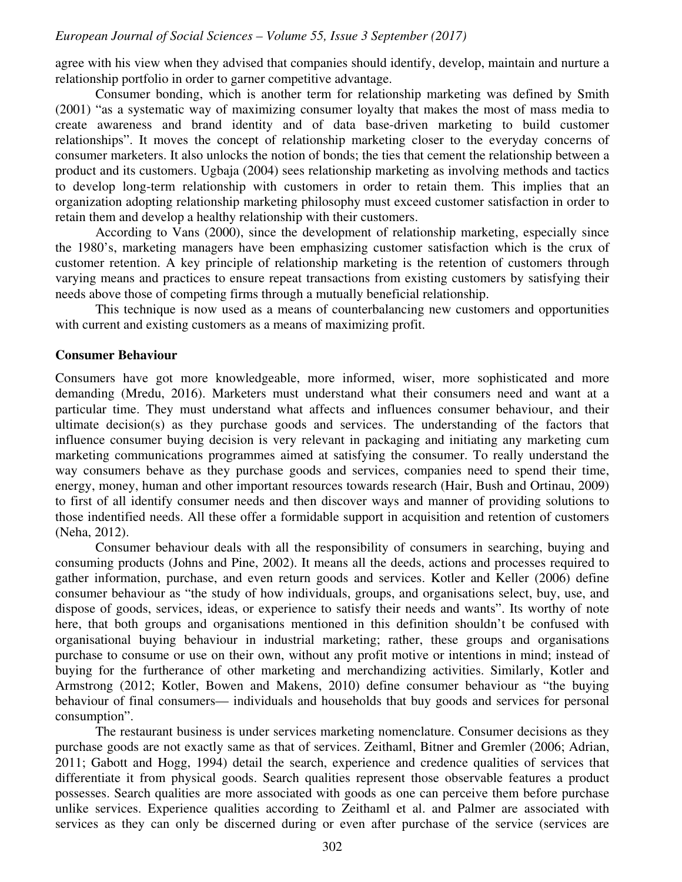agree with his view when they advised that companies should identify, develop, maintain and nurture a relationship portfolio in order to garner competitive advantage.

Consumer bonding, which is another term for relationship marketing was defined by Smith (2001) "as a systematic way of maximizing consumer loyalty that makes the most of mass media to create awareness and brand identity and of data base-driven marketing to build customer relationships". It moves the concept of relationship marketing closer to the everyday concerns of consumer marketers. It also unlocks the notion of bonds; the ties that cement the relationship between a product and its customers. Ugbaja (2004) sees relationship marketing as involving methods and tactics to develop long-term relationship with customers in order to retain them. This implies that an organization adopting relationship marketing philosophy must exceed customer satisfaction in order to retain them and develop a healthy relationship with their customers.

According to Vans (2000), since the development of relationship marketing, especially since the 1980's, marketing managers have been emphasizing customer satisfaction which is the crux of customer retention. A key principle of relationship marketing is the retention of customers through varying means and practices to ensure repeat transactions from existing customers by satisfying their needs above those of competing firms through a mutually beneficial relationship.

This technique is now used as a means of counterbalancing new customers and opportunities with current and existing customers as a means of maximizing profit.

## Consumer Behaviour

Consumers have got more knowledgeable, more informed, wiser, more sophisticated and more demanding (Mredu, 2016). Marketers must understand what their consumers need and want at a particular time. They must understand what affects and influences consumer behaviour, and their ultimate decision(s) as they purchase goods and services. The understanding of the factors that influence consumer buying decision is very relevant in packaging and initiating any marketing cum marketing communications programmes aimed at satisfying the consumer. To really understand the way consumers behave as they purchase goods and services, companies need to spend their time, energy, money, human and other important resources towards research (Hair, Bush and Ortinau, 2009) to first of all identify consumer needs and then discover ways and manner of providing solutions to those indentified needs. All these offer a formidable support in acquisition and retention of customers (Neha, 2012).

Consumer behaviour deals with all the responsibility of consumers in searching, buying and consuming products (Johns and Pine, 2002). It means all the deeds, actions and processes required to gather information, purchase, and even return goods and services. Kotler and Keller (2006) define consumer behaviour as "the study of how individuals, groups, and organisations select, buy, use, and dispose of goods, services, ideas, or experience to satisfy their needs and wants". Its worthy of note here, that both groups and organisations mentioned in this definition shouldn't be confused with organisational buying behaviour in industrial marketing; rather, these groups and organisations purchase to consume or use on their own, without any profit motive or intentions in mind; instead of buying for the furtherance of other marketing and merchandizing activities. Similarly, Kotler and Armstrong (2012; Kotler, Bowen and Makens, 2010) define consumer behaviour as "the buying behaviour of final consumers— individuals and households that buy goods and services for personal consumption".

The restaurant business is under services marketing nomenclature. Consumer decisions as they purchase goods are not exactly same as that of services. Zeithaml, Bitner and Gremler (2006; Adrian, 2011; Gabott and Hogg, 1994) detail the search, experience and credence qualities of services that differentiate it from physical goods. Search qualities represent those observable features a product possesses. Search qualities are more associated with goods as one can perceive them before purchase unlike services. Experience qualities according to Zeithaml et al. and Palmer are associated with services as they can only be discerned during or even after purchase of the service (services are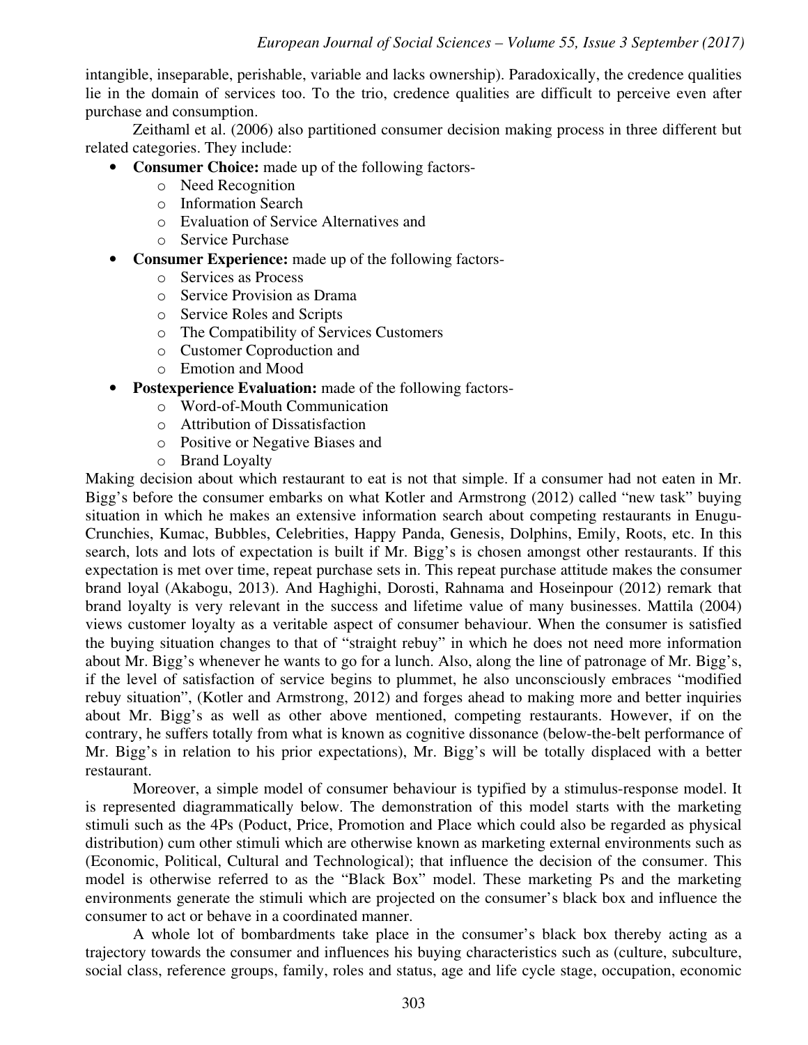intangible, inseparable, perishable, variable and lacks ownership). Paradoxically, the credence qualities lie in the domain of services too. To the trio, credence qualities are difficult to perceive even after purchase and consumption.

Zeithaml et al. (2006) also partitioned consumer decision making process in three different but related categories. They include:

- **Consumer Choice:** made up of the following factors-
  - Need Recognition
  - Information Search
  - Evaluation of Service Alternatives and
  - Service Purchase
- **Consumer Experience:** made up of the following factors-
  - Services as Process
  - Service Provision as Drama
  - Service Roles and Scripts
  - The Compatibility of Services Customers
  - Customer Coproduction and
  - Emotion and Mood
- **Postexperience Evaluation:** made of the following factors-
  - Word-of-Mouth Communication
  - Attribution of Dissatisfaction
  - Positive or Negative Biases and
  - Brand Loyalty

Making decision about which restaurant to eat is not that simple. If a consumer had not eaten in Mr. Bigg's before the consumer embarks on what Kotler and Armstrong (2012) called "new task" buying situation in which he makes an extensive information search about competing restaurants in Enugu- Crunchies, Kumac, Bubbles, Celebrities, Happy Panda, Genesis, Dolphins, Emily, Roots, etc. In this search, lots and lots of expectation is built if Mr. Bigg's is chosen amongst other restaurants. If this expectation is met over time, repeat purchase sets in. This repeat purchase attitude makes the consumer brand loyal (Akabogu, 2013). And Haghighi, Dorosti, Rahnama and Hoseinpour (2012) remark that brand loyalty is very relevant in the success and lifetime value of many businesses. Mattila (2004) views customer loyalty as a veritable aspect of consumer behaviour. When the consumer is satisfied the buying situation changes to that of "straight rebuy" in which he does not need more information about Mr. Bigg's whenever he wants to go for a lunch. Also, along the line of patronage of Mr. Bigg's, if the level of satisfaction of service begins to plummet, he also unconsciously embraces "modified rebuy situation", (Kotler and Armstrong, 2012) and forges ahead to making more and better inquiries about Mr. Bigg's as well as other above mentioned, competing restaurants. However, if on the contrary, he suffers totally from what is known as cognitive dissonance (below-the-belt performance of Mr. Bigg's in relation to his prior expectations), Mr. Bigg's will be totally displaced with a better restaurant.

Moreover, a simple model of consumer behaviour is typified by a stimulus-response model. It is represented diagrammatically below. The demonstration of this model starts with the marketing stimuli such as the 4Ps (Poduct, Price, Promotion and Place which could also be regarded as physical distribution) cum other stimuli which are otherwise known as marketing external environments such as (Economic, Political, Cultural and Technological); that influence the decision of the consumer. This model is otherwise referred to as the "Black Box" model. These marketing Ps and the marketing environments generate the stimuli which are projected on the consumer's black box and influence the consumer to act or behave in a coordinated manner.

A whole lot of bombardments take place in the consumer's black box thereby acting as a trajectory towards the consumer and influences his buying characteristics such as (culture, subculture, social class, reference groups, family, roles and status, age and life cycle stage, occupation, economic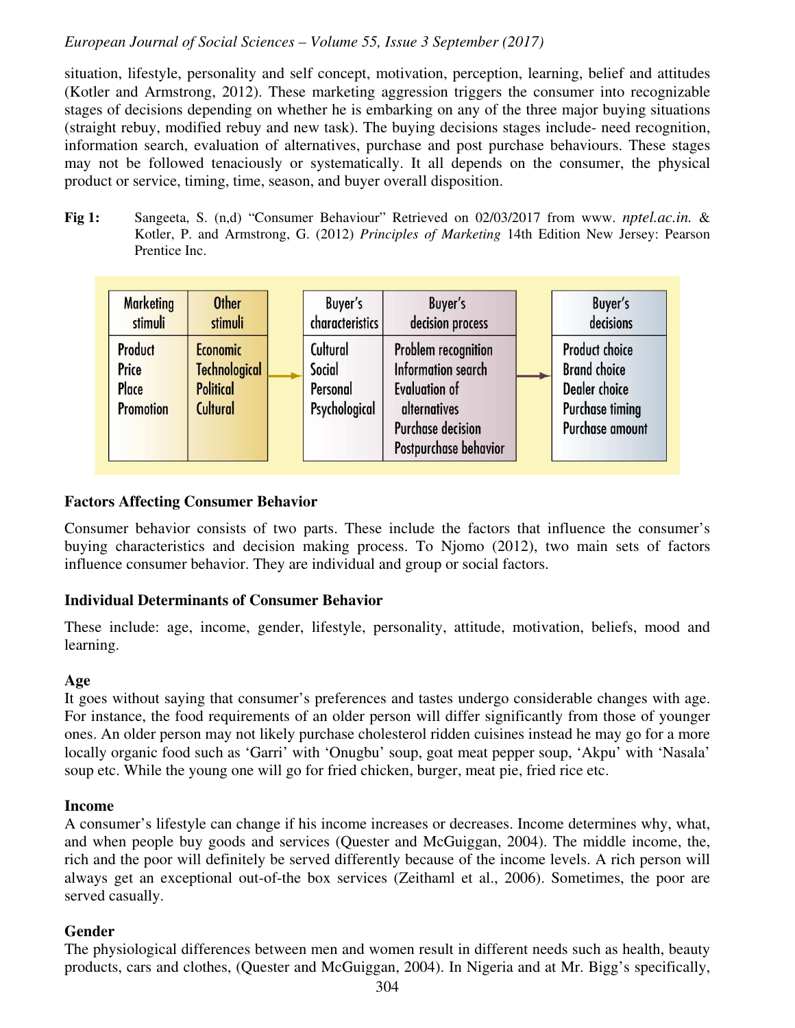situation, lifestyle, personality and self concept, motivation, perception, learning, belief and attitudes (Kotler and Armstrong, 2012). These marketing aggression triggers the consumer into recognizable stages of decisions depending on whether he is embarking on any of the three major buying situations (straight rebuy, modified rebuy and new task). The buying decisions stages include- need recognition, information search, evaluation of alternatives, purchase and post purchase behaviours. These stages may not be followed tenaciously or systematically. It all depends on the consumer, the physical product or service, timing, time, season, and buyer overall disposition.

**Fig 1:** Sangeeta, S. (n,d) "Consumer Behaviour" Retrieved on 02/03/2017 from www. *nptel.ac.in.* & Kotler, P. and Armstrong, G. (2012) *Principles of Marketing* 14th Edition New Jersey: Pearson Prentice Inc.

| Marketing stimuli | Other stimuli | → | Buyer's characteristics | Buyer's decision process | → | Buyer's decisions |
|---|---|---|---|---|---|---|
| Product<br>Price<br>Place<br>Promotion | Economic<br>Technological<br>Political<br>Cultural | | Cultural<br>Social<br>Personal<br>Psychological | Problem recognition<br>Information search<br>Evaluation of alternatives<br>Purchase decision<br>Postpurchase behavior | | Product choice<br>Brand choice<br>Dealer choice<br>Purchase timing<br>Purchase amount |

### Factors Affecting Consumer Behavior

Consumer behavior consists of two parts. These include the factors that influence the consumer's buying characteristics and decision making process. To Njomo (2012), two main sets of factors influence consumer behavior. They are individual and group or social factors.

### Individual Determinants of Consumer Behavior

These include: age, income, gender, lifestyle, personality, attitude, motivation, beliefs, mood and learning.

#### Age

It goes without saying that consumer's preferences and tastes undergo considerable changes with age. For instance, the food requirements of an older person will differ significantly from those of younger ones. An older person may not likely purchase cholesterol ridden cuisines instead he may go for a more locally organic food such as 'Garri' with 'Onugbu' soup, goat meat pepper soup, 'Akpu' with 'Nasala' soup etc. While the young one will go for fried chicken, burger, meat pie, fried rice etc.

#### Income

A consumer's lifestyle can change if his income increases or decreases. Income determines why, what, and when people buy goods and services (Quester and McGuiggan, 2004). The middle income, the, rich and the poor will definitely be served differently because of the income levels. A rich person will always get an exceptional out-of-the box services (Zeithaml et al., 2006). Sometimes, the poor are served casually.

#### Gender

The physiological differences between men and women result in different needs such as health, beauty products, cars and clothes, (Quester and McGuiggan, 2004). In Nigeria and at Mr. Bigg's specifically,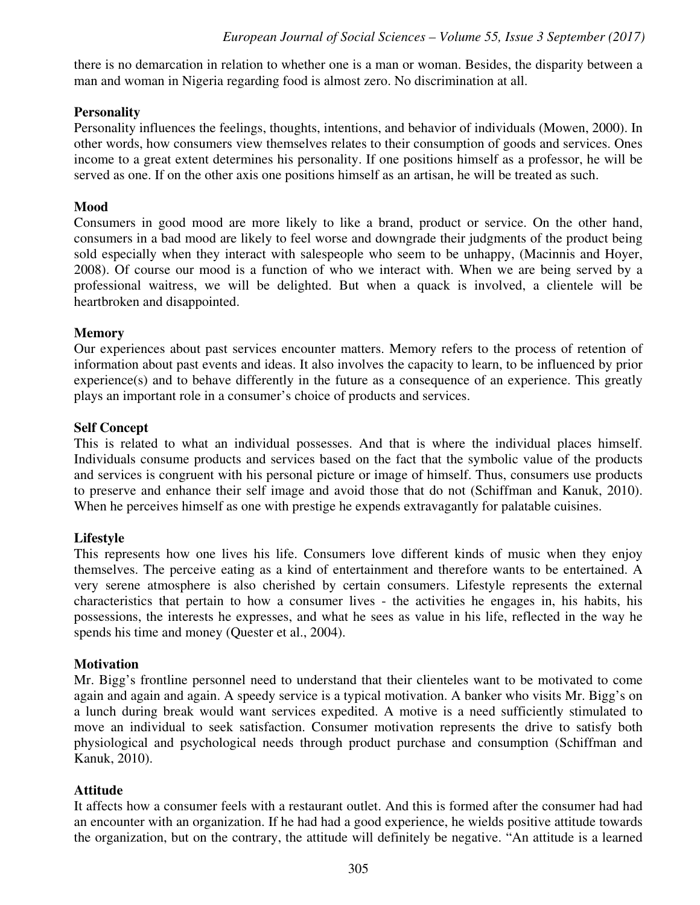there is no demarcation in relation to whether one is a man or woman. Besides, the disparity between a man and woman in Nigeria regarding food is almost zero. No discrimination at all.

**Personality**

Personality influences the feelings, thoughts, intentions, and behavior of individuals (Mowen, 2000). In other words, how consumers view themselves relates to their consumption of goods and services. Ones income to a great extent determines his personality. If one positions himself as a professor, he will be served as one. If on the other axis one positions himself as an artisan, he will be treated as such.

**Mood**

Consumers in good mood are more likely to like a brand, product or service. On the other hand, consumers in a bad mood are likely to feel worse and downgrade their judgments of the product being sold especially when they interact with salespeople who seem to be unhappy, (Macinnis and Hoyer, 2008). Of course our mood is a function of who we interact with. When we are being served by a professional waitress, we will be delighted. But when a quack is involved, a clientele will be heartbroken and disappointed.

**Memory**

Our experiences about past services encounter matters. Memory refers to the process of retention of information about past events and ideas. It also involves the capacity to learn, to be influenced by prior experience(s) and to behave differently in the future as a consequence of an experience. This greatly plays an important role in a consumer's choice of products and services.

**Self Concept**

This is related to what an individual possesses. And that is where the individual places himself. Individuals consume products and services based on the fact that the symbolic value of the products and services is congruent with his personal picture or image of himself. Thus, consumers use products to preserve and enhance their self image and avoid those that do not (Schiffman and Kanuk, 2010). When he perceives himself as one with prestige he expends extravagantly for palatable cuisines.

**Lifestyle**

This represents how one lives his life. Consumers love different kinds of music when they enjoy themselves. The perceive eating as a kind of entertainment and therefore wants to be entertained. A very serene atmosphere is also cherished by certain consumers. Lifestyle represents the external characteristics that pertain to how a consumer lives - the activities he engages in, his habits, his possessions, the interests he expresses, and what he sees as value in his life, reflected in the way he spends his time and money (Quester et al., 2004).

**Motivation**

Mr. Bigg's frontline personnel need to understand that their clienteles want to be motivated to come again and again and again. A speedy service is a typical motivation. A banker who visits Mr. Bigg's on a lunch during break would want services expedited. A motive is a need sufficiently stimulated to move an individual to seek satisfaction. Consumer motivation represents the drive to satisfy both physiological and psychological needs through product purchase and consumption (Schiffman and Kanuk, 2010).

**Attitude**

It affects how a consumer feels with a restaurant outlet. And this is formed after the consumer had had an encounter with an organization. If he had had a good experience, he wields positive attitude towards the organization, but on the contrary, the attitude will definitely be negative. "An attitude is a learned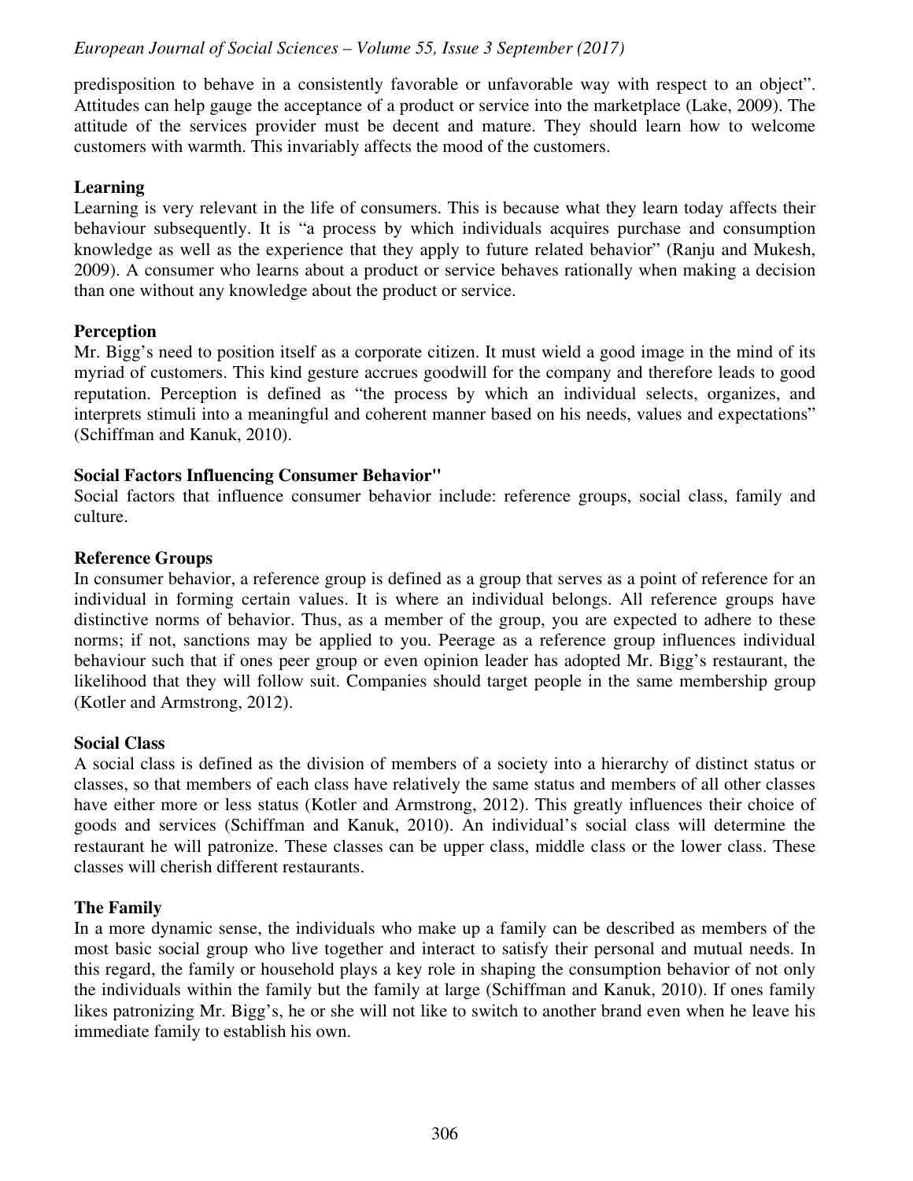predisposition to behave in a consistently favorable or unfavorable way with respect to an object". Attitudes can help gauge the acceptance of a product or service into the marketplace (Lake, 2009). The attitude of the services provider must be decent and mature. They should learn how to welcome customers with warmth. This invariably affects the mood of the customers.

**Learning**

Learning is very relevant in the life of consumers. This is because what they learn today affects their behaviour subsequently. It is "a process by which individuals acquires purchase and consumption knowledge as well as the experience that they apply to future related behavior" (Ranju and Mukesh, 2009). A consumer who learns about a product or service behaves rationally when making a decision than one without any knowledge about the product or service.

**Perception**

Mr. Bigg's need to position itself as a corporate citizen. It must wield a good image in the mind of its myriad of customers. This kind gesture accrues goodwill for the company and therefore leads to good reputation. Perception is defined as "the process by which an individual selects, organizes, and interprets stimuli into a meaningful and coherent manner based on his needs, values and expectations" (Schiffman and Kanuk, 2010).

**Social Factors Influencing Consumer Behavior''**

Social factors that influence consumer behavior include: reference groups, social class, family and culture.

**Reference Groups**

In consumer behavior, a reference group is defined as a group that serves as a point of reference for an individual in forming certain values. It is where an individual belongs. All reference groups have distinctive norms of behavior. Thus, as a member of the group, you are expected to adhere to these norms; if not, sanctions may be applied to you. Peerage as a reference group influences individual behaviour such that if ones peer group or even opinion leader has adopted Mr. Bigg's restaurant, the likelihood that they will follow suit. Companies should target people in the same membership group (Kotler and Armstrong, 2012).

**Social Class**

A social class is defined as the division of members of a society into a hierarchy of distinct status or classes, so that members of each class have relatively the same status and members of all other classes have either more or less status (Kotler and Armstrong, 2012). This greatly influences their choice of goods and services (Schiffman and Kanuk, 2010). An individual's social class will determine the restaurant he will patronize. These classes can be upper class, middle class or the lower class. These classes will cherish different restaurants.

**The Family**

In a more dynamic sense, the individuals who make up a family can be described as members of the most basic social group who live together and interact to satisfy their personal and mutual needs. In this regard, the family or household plays a key role in shaping the consumption behavior of not only the individuals within the family but the family at large (Schiffman and Kanuk, 2010). If ones family likes patronizing Mr. Bigg's, he or she will not like to switch to another brand even when he leave his immediate family to establish his own.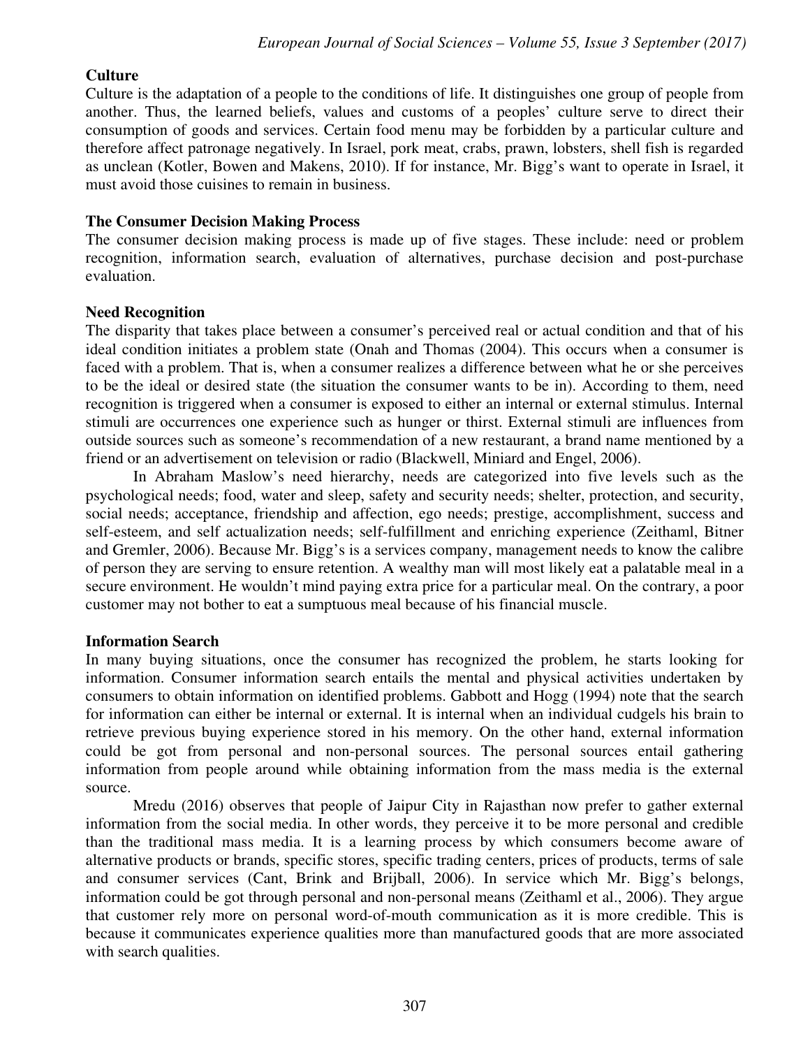**Culture**

Culture is the adaptation of a people to the conditions of life. It distinguishes one group of people from another. Thus, the learned beliefs, values and customs of a peoples' culture serve to direct their consumption of goods and services. Certain food menu may be forbidden by a particular culture and therefore affect patronage negatively. In Israel, pork meat, crabs, prawn, lobsters, shell fish is regarded as unclean (Kotler, Bowen and Makens, 2010). If for instance, Mr. Bigg's want to operate in Israel, it must avoid those cuisines to remain in business.

**The Consumer Decision Making Process**

The consumer decision making process is made up of five stages. These include: need or problem recognition, information search, evaluation of alternatives, purchase decision and post-purchase evaluation.

**Need Recognition**

The disparity that takes place between a consumer's perceived real or actual condition and that of his ideal condition initiates a problem state (Onah and Thomas (2004). This occurs when a consumer is faced with a problem. That is, when a consumer realizes a difference between what he or she perceives to be the ideal or desired state (the situation the consumer wants to be in). According to them, need recognition is triggered when a consumer is exposed to either an internal or external stimulus. Internal stimuli are occurrences one experience such as hunger or thirst. External stimuli are influences from outside sources such as someone's recommendation of a new restaurant, a brand name mentioned by a friend or an advertisement on television or radio (Blackwell, Miniard and Engel, 2006).

In Abraham Maslow's need hierarchy, needs are categorized into five levels such as the psychological needs; food, water and sleep, safety and security needs; shelter, protection, and security, social needs; acceptance, friendship and affection, ego needs; prestige, accomplishment, success and self-esteem, and self actualization needs; self-fulfillment and enriching experience (Zeithaml, Bitner and Gremler, 2006). Because Mr. Bigg's is a services company, management needs to know the calibre of person they are serving to ensure retention. A wealthy man will most likely eat a palatable meal in a secure environment. He wouldn't mind paying extra price for a particular meal. On the contrary, a poor customer may not bother to eat a sumptuous meal because of his financial muscle.

**Information Search**

In many buying situations, once the consumer has recognized the problem, he starts looking for information. Consumer information search entails the mental and physical activities undertaken by consumers to obtain information on identified problems. Gabbott and Hogg (1994) note that the search for information can either be internal or external. It is internal when an individual cudgels his brain to retrieve previous buying experience stored in his memory. On the other hand, external information could be got from personal and non-personal sources. The personal sources entail gathering information from people around while obtaining information from the mass media is the external source.

Mredu (2016) observes that people of Jaipur City in Rajasthan now prefer to gather external information from the social media. In other words, they perceive it to be more personal and credible than the traditional mass media. It is a learning process by which consumers become aware of alternative products or brands, specific stores, specific trading centers, prices of products, terms of sale and consumer services (Cant, Brink and Brijball, 2006). In service which Mr. Bigg's belongs, information could be got through personal and non-personal means (Zeithaml et al., 2006). They argue that customer rely more on personal word-of-mouth communication as it is more credible. This is because it communicates experience qualities more than manufactured goods that are more associated with search qualities.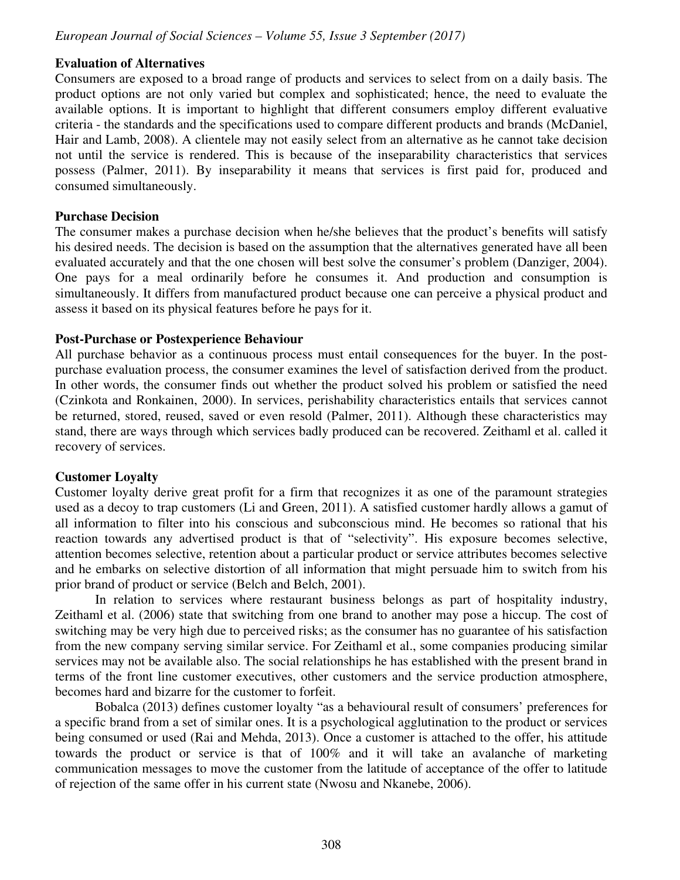### Evaluation of Alternatives

Consumers are exposed to a broad range of products and services to select from on a daily basis. The product options are not only varied but complex and sophisticated; hence, the need to evaluate the available options. It is important to highlight that different consumers employ different evaluative criteria - the standards and the specifications used to compare different products and brands (McDaniel, Hair and Lamb, 2008). A clientele may not easily select from an alternative as he cannot take decision not until the service is rendered. This is because of the inseparability characteristics that services possess (Palmer, 2011). By inseparability it means that services is first paid for, produced and consumed simultaneously.

### Purchase Decision

The consumer makes a purchase decision when he/she believes that the product's benefits will satisfy his desired needs. The decision is based on the assumption that the alternatives generated have all been evaluated accurately and that the one chosen will best solve the consumer's problem (Danziger, 2004). One pays for a meal ordinarily before he consumes it. And production and consumption is simultaneously. It differs from manufactured product because one can perceive a physical product and assess it based on its physical features before he pays for it.

### Post-Purchase or Postexperience Behaviour

All purchase behavior as a continuous process must entail consequences for the buyer. In the post-purchase evaluation process, the consumer examines the level of satisfaction derived from the product. In other words, the consumer finds out whether the product solved his problem or satisfied the need (Czinkota and Ronkainen, 2000). In services, perishability characteristics entails that services cannot be returned, stored, reused, saved or even resold (Palmer, 2011). Although these characteristics may stand, there are ways through which services badly produced can be recovered. Zeithaml et al. called it recovery of services.

### Customer Loyalty

Customer loyalty derive great profit for a firm that recognizes it as one of the paramount strategies used as a decoy to trap customers (Li and Green, 2011). A satisfied customer hardly allows a gamut of all information to filter into his conscious and subconscious mind. He becomes so rational that his reaction towards any advertised product is that of "selectivity". His exposure becomes selective, attention becomes selective, retention about a particular product or service attributes becomes selective and he embarks on selective distortion of all information that might persuade him to switch from his prior brand of product or service (Belch and Belch, 2001).

In relation to services where restaurant business belongs as part of hospitality industry, Zeithaml et al. (2006) state that switching from one brand to another may pose a hiccup. The cost of switching may be very high due to perceived risks; as the consumer has no guarantee of his satisfaction from the new company serving similar service. For Zeithaml et al., some companies producing similar services may not be available also. The social relationships he has established with the present brand in terms of the front line customer executives, other customers and the service production atmosphere, becomes hard and bizarre for the customer to forfeit.

Bobalca (2013) defines customer loyalty "as a behavioural result of consumers' preferences for a specific brand from a set of similar ones. It is a psychological agglutination to the product or services being consumed or used (Rai and Mehda, 2013). Once a customer is attached to the offer, his attitude towards the product or service is that of 100% and it will take an avalanche of marketing communication messages to move the customer from the latitude of acceptance of the offer to latitude of rejection of the same offer in his current state (Nwosu and Nkanebe, 2006).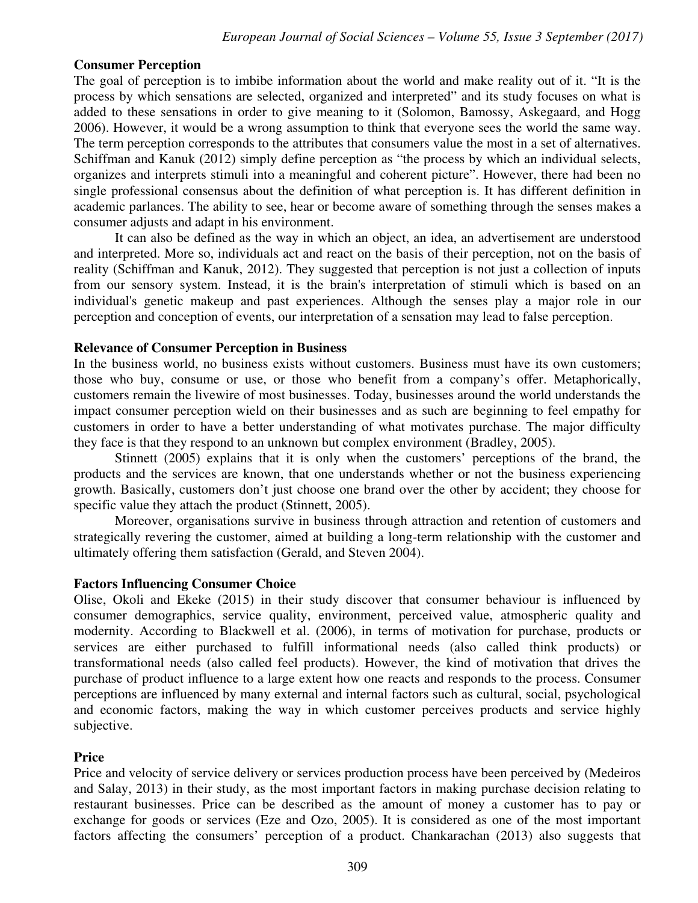## Consumer Perception

The goal of perception is to imbibe information about the world and make reality out of it. "It is the process by which sensations are selected, organized and interpreted" and its study focuses on what is added to these sensations in order to give meaning to it (Solomon, Bamossy, Askegaard, and Hogg 2006). However, it would be a wrong assumption to think that everyone sees the world the same way. The term perception corresponds to the attributes that consumers value the most in a set of alternatives. Schiffman and Kanuk (2012) simply define perception as "the process by which an individual selects, organizes and interprets stimuli into a meaningful and coherent picture". However, there had been no single professional consensus about the definition of what perception is. It has different definition in academic parlances. The ability to see, hear or become aware of something through the senses makes a consumer adjusts and adapt in his environment.

It can also be defined as the way in which an object, an idea, an advertisement are understood and interpreted. More so, individuals act and react on the basis of their perception, not on the basis of reality (Schiffman and Kanuk, 2012). They suggested that perception is not just a collection of inputs from our sensory system. Instead, it is the brain's interpretation of stimuli which is based on an individual's genetic makeup and past experiences. Although the senses play a major role in our perception and conception of events, our interpretation of a sensation may lead to false perception.

## Relevance of Consumer Perception in Business

In the business world, no business exists without customers. Business must have its own customers; those who buy, consume or use, or those who benefit from a company's offer. Metaphorically, customers remain the livewire of most businesses. Today, businesses around the world understands the impact consumer perception wield on their businesses and as such are beginning to feel empathy for customers in order to have a better understanding of what motivates purchase. The major difficulty they face is that they respond to an unknown but complex environment (Bradley, 2005).

Stinnett (2005) explains that it is only when the customers' perceptions of the brand, the products and the services are known, that one understands whether or not the business experiencing growth. Basically, customers don't just choose one brand over the other by accident; they choose for specific value they attach the product (Stinnett, 2005).

Moreover, organisations survive in business through attraction and retention of customers and strategically revering the customer, aimed at building a long-term relationship with the customer and ultimately offering them satisfaction (Gerald, and Steven 2004).

## Factors Influencing Consumer Choice

Olise, Okoli and Ekeke (2015) in their study discover that consumer behaviour is influenced by consumer demographics, service quality, environment, perceived value, atmospheric quality and modernity. According to Blackwell et al. (2006), in terms of motivation for purchase, products or services are either purchased to fulfill informational needs (also called think products) or transformational needs (also called feel products). However, the kind of motivation that drives the purchase of product influence to a large extent how one reacts and responds to the process. Consumer perceptions are influenced by many external and internal factors such as cultural, social, psychological and economic factors, making the way in which customer perceives products and service highly subjective.

## Price

Price and velocity of service delivery or services production process have been perceived by (Medeiros and Salay, 2013) in their study, as the most important factors in making purchase decision relating to restaurant businesses. Price can be described as the amount of money a customer has to pay or exchange for goods or services (Eze and Ozo, 2005). It is considered as one of the most important factors affecting the consumers' perception of a product. Chankarachan (2013) also suggests that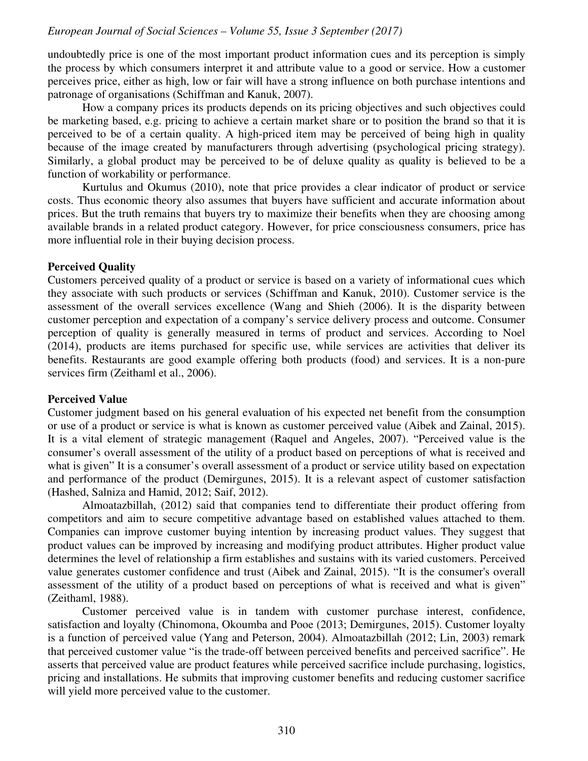undoubtedly price is one of the most important product information cues and its perception is simply the process by which consumers interpret it and attribute value to a good or service. How a customer perceives price, either as high, low or fair will have a strong influence on both purchase intentions and patronage of organisations (Schiffman and Kanuk, 2007).

How a company prices its products depends on its pricing objectives and such objectives could be marketing based, e.g. pricing to achieve a certain market share or to position the brand so that it is perceived to be of a certain quality. A high-priced item may be perceived of being high in quality because of the image created by manufacturers through advertising (psychological pricing strategy). Similarly, a global product may be perceived to be of deluxe quality as quality is believed to be a function of workability or performance.

Kurtulus and Okumus (2010), note that price provides a clear indicator of product or service costs. Thus economic theory also assumes that buyers have sufficient and accurate information about prices. But the truth remains that buyers try to maximize their benefits when they are choosing among available brands in a related product category. However, for price consciousness consumers, price has more influential role in their buying decision process.

**Perceived Quality**

Customers perceived quality of a product or service is based on a variety of informational cues which they associate with such products or services (Schiffman and Kanuk, 2010). Customer service is the assessment of the overall services excellence (Wang and Shieh (2006). It is the disparity between customer perception and expectation of a company's service delivery process and outcome. Consumer perception of quality is generally measured in terms of product and services. According to Noel (2014), products are items purchased for specific use, while services are activities that deliver its benefits. Restaurants are good example offering both products (food) and services. It is a non-pure services firm (Zeithaml et al., 2006).

**Perceived Value**

Customer judgment based on his general evaluation of his expected net benefit from the consumption or use of a product or service is what is known as customer perceived value (Aibek and Zainal, 2015). It is a vital element of strategic management (Raquel and Angeles, 2007). "Perceived value is the consumer's overall assessment of the utility of a product based on perceptions of what is received and what is given" It is a consumer's overall assessment of a product or service utility based on expectation and performance of the product (Demirgunes, 2015). It is a relevant aspect of customer satisfaction (Hashed, Salniza and Hamid, 2012; Saif, 2012).

Almoatazbillah, (2012) said that companies tend to differentiate their product offering from competitors and aim to secure competitive advantage based on established values attached to them. Companies can improve customer buying intention by increasing product values. They suggest that product values can be improved by increasing and modifying product attributes. Higher product value determines the level of relationship a firm establishes and sustains with its varied customers. Perceived value generates customer confidence and trust (Aibek and Zainal, 2015). "It is the consumer's overall assessment of the utility of a product based on perceptions of what is received and what is given" (Zeithaml, 1988).

Customer perceived value is in tandem with customer purchase interest, confidence, satisfaction and loyalty (Chinomona, Okoumba and Pooe (2013; Demirgunes, 2015). Customer loyalty is a function of perceived value (Yang and Peterson, 2004). Almoatazbillah (2012; Lin, 2003) remark that perceived customer value "is the trade-off between perceived benefits and perceived sacrifice". He asserts that perceived value are product features while perceived sacrifice include purchasing, logistics, pricing and installations. He submits that improving customer benefits and reducing customer sacrifice will yield more perceived value to the customer.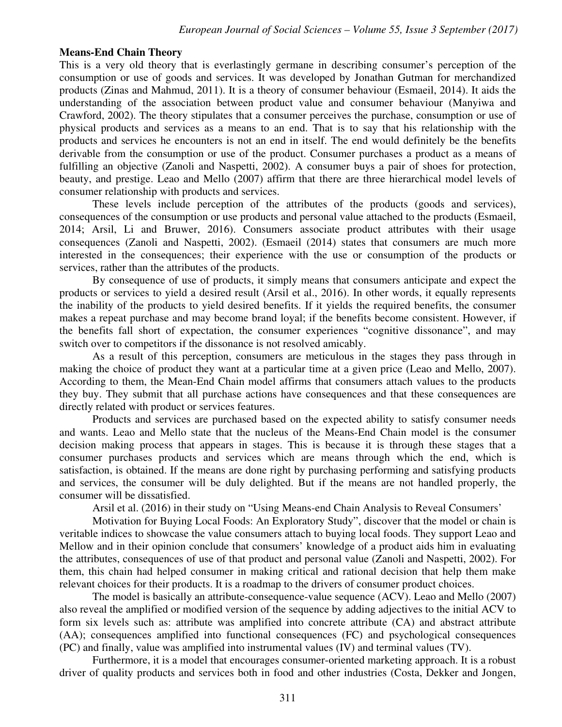**Means-End Chain Theory**

This is a very old theory that is everlastingly germane in describing consumer's perception of the consumption or use of goods and services. It was developed by Jonathan Gutman for merchandized products (Zinas and Mahmud, 2011). It is a theory of consumer behaviour (Esmaeil, 2014). It aids the understanding of the association between product value and consumer behaviour (Manyiwa and Crawford, 2002). The theory stipulates that a consumer perceives the purchase, consumption or use of physical products and services as a means to an end. That is to say that his relationship with the products and services he encounters is not an end in itself. The end would definitely be the benefits derivable from the consumption or use of the product. Consumer purchases a product as a means of fulfilling an objective (Zanoli and Naspetti, 2002). A consumer buys a pair of shoes for protection, beauty, and prestige. Leao and Mello (2007) affirm that there are three hierarchical model levels of consumer relationship with products and services.

These levels include perception of the attributes of the products (goods and services), consequences of the consumption or use products and personal value attached to the products (Esmaeil, 2014; Arsil, Li and Bruwer, 2016). Consumers associate product attributes with their usage consequences (Zanoli and Naspetti, 2002). (Esmaeil (2014) states that consumers are much more interested in the consequences; their experience with the use or consumption of the products or services, rather than the attributes of the products.

By consequence of use of products, it simply means that consumers anticipate and expect the products or services to yield a desired result (Arsil et al., 2016). In other words, it equally represents the inability of the products to yield desired benefits. If it yields the required benefits, the consumer makes a repeat purchase and may become brand loyal; if the benefits become consistent. However, if the benefits fall short of expectation, the consumer experiences "cognitive dissonance", and may switch over to competitors if the dissonance is not resolved amicably.

As a result of this perception, consumers are meticulous in the stages they pass through in making the choice of product they want at a particular time at a given price (Leao and Mello, 2007). According to them, the Mean-End Chain model affirms that consumers attach values to the products they buy. They submit that all purchase actions have consequences and that these consequences are directly related with product or services features.

Products and services are purchased based on the expected ability to satisfy consumer needs and wants. Leao and Mello state that the nucleus of the Means-End Chain model is the consumer decision making process that appears in stages. This is because it is through these stages that a consumer purchases products and services which are means through which the end, which is satisfaction, is obtained. If the means are done right by purchasing performing and satisfying products and services, the consumer will be duly delighted. But if the means are not handled properly, the consumer will be dissatisfied.

Arsil et al. (2016) in their study on "Using Means-end Chain Analysis to Reveal Consumers'

Motivation for Buying Local Foods: An Exploratory Study", discover that the model or chain is veritable indices to showcase the value consumers attach to buying local foods. They support Leao and Mellow and in their opinion conclude that consumers' knowledge of a product aids him in evaluating the attributes, consequences of use of that product and personal value (Zanoli and Naspetti, 2002). For them, this chain had helped consumer in making critical and rational decision that help them make relevant choices for their products. It is a roadmap to the drivers of consumer product choices.

The model is basically an attribute-consequence-value sequence (ACV). Leao and Mello (2007) also reveal the amplified or modified version of the sequence by adding adjectives to the initial ACV to form six levels such as: attribute was amplified into concrete attribute (CA) and abstract attribute (AA); consequences amplified into functional consequences (FC) and psychological consequences (PC) and finally, value was amplified into instrumental values (IV) and terminal values (TV).

Furthermore, it is a model that encourages consumer-oriented marketing approach. It is a robust driver of quality products and services both in food and other industries (Costa, Dekker and Jongen,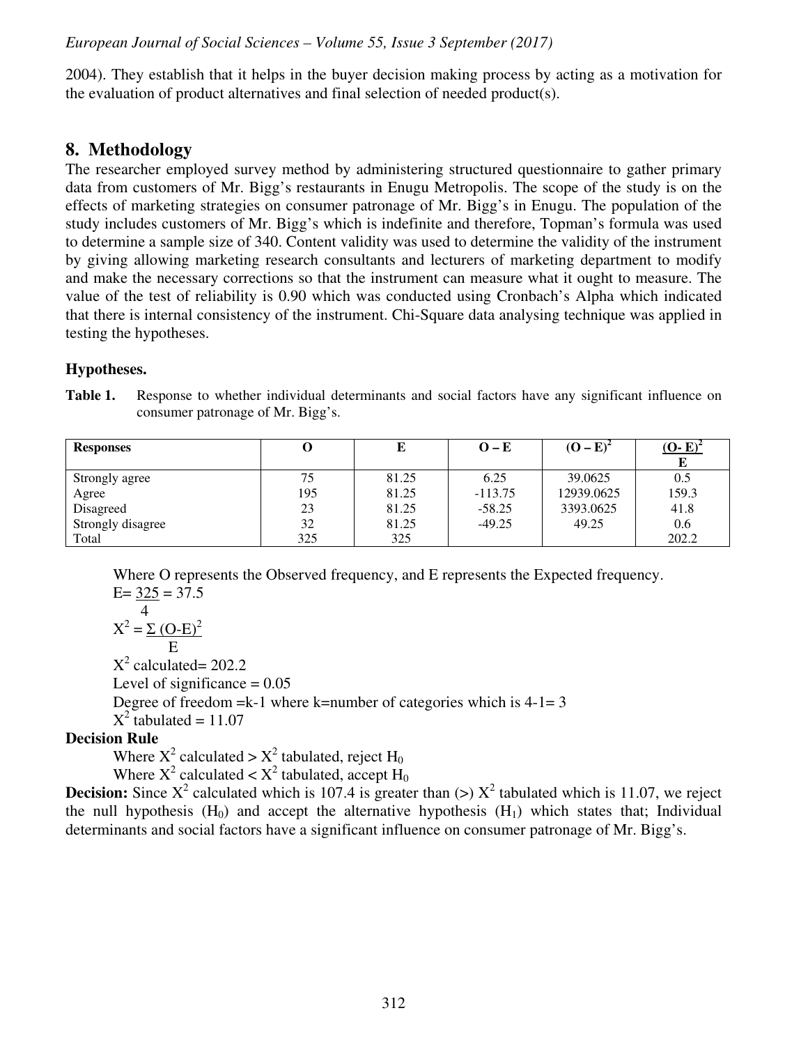2004). They establish that it helps in the buyer decision making process by acting as a motivation for the evaluation of product alternatives and final selection of needed product(s).

## 8. Methodology

The researcher employed survey method by administering structured questionnaire to gather primary data from customers of Mr. Bigg's restaurants in Enugu Metropolis. The scope of the study is on the effects of marketing strategies on consumer patronage of Mr. Bigg's in Enugu. The population of the study includes customers of Mr. Bigg's which is indefinite and therefore, Topman's formula was used to determine a sample size of 340. Content validity was used to determine the validity of the instrument by giving allowing marketing research consultants and lecturers of marketing department to modify and make the necessary corrections so that the instrument can measure what it ought to measure. The value of the test of reliability is 0.90 which was conducted using Cronbach's Alpha which indicated that there is internal consistency of the instrument. Chi-Square data analysing technique was applied in testing the hypotheses.

### Hypotheses.

**Table 1.** Response to whether individual determinants and social factors have any significant influence on consumer patronage of Mr. Bigg's.

| Responses | O | E | O – E | $(O – E)^2$ | $\frac{(O-E)^2}{E}$ |
|---|---|---|---|---|---|
| Strongly agree | 75 | 81.25 | 6.25 | 39.0625 | 0.5 |
| Agree | 195 | 81.25 | -113.75 | 12939.0625 | 159.3 |
| Disagreed | 23 | 81.25 | -58.25 | 3393.0625 | 41.8 |
| Strongly disagree | 32 | 81.25 | -49.25 | 49.25 | 0.6 |
| Total | 325 | 325 | | | 202.2 |

Where O represents the Observed frequency, and E represents the Expected frequency.

$E = \frac{325}{4} = 37.5$

$X^2 = \frac{\Sigma (O-E)^2}{E}$

$X^2$ calculated= 202.2

Level of significance = 0.05

Degree of freedom =k-1 where k=number of categories which is 4-1= 3

$X^2$ tabulated = 11.07

**Decision Rule**

Where $X^2$ calculated > $X^2$ tabulated, reject $H_0$

Where $X^2$ calculated < $X^2$ tabulated, accept $H_0$

**Decision:** Since $X^2$ calculated which is 107.4 is greater than (>) $X^2$ tabulated which is 11.07, we reject the null hypothesis ($H_0$) and accept the alternative hypothesis ($H_1$) which states that; Individual determinants and social factors have a significant influence on consumer patronage of Mr. Bigg's.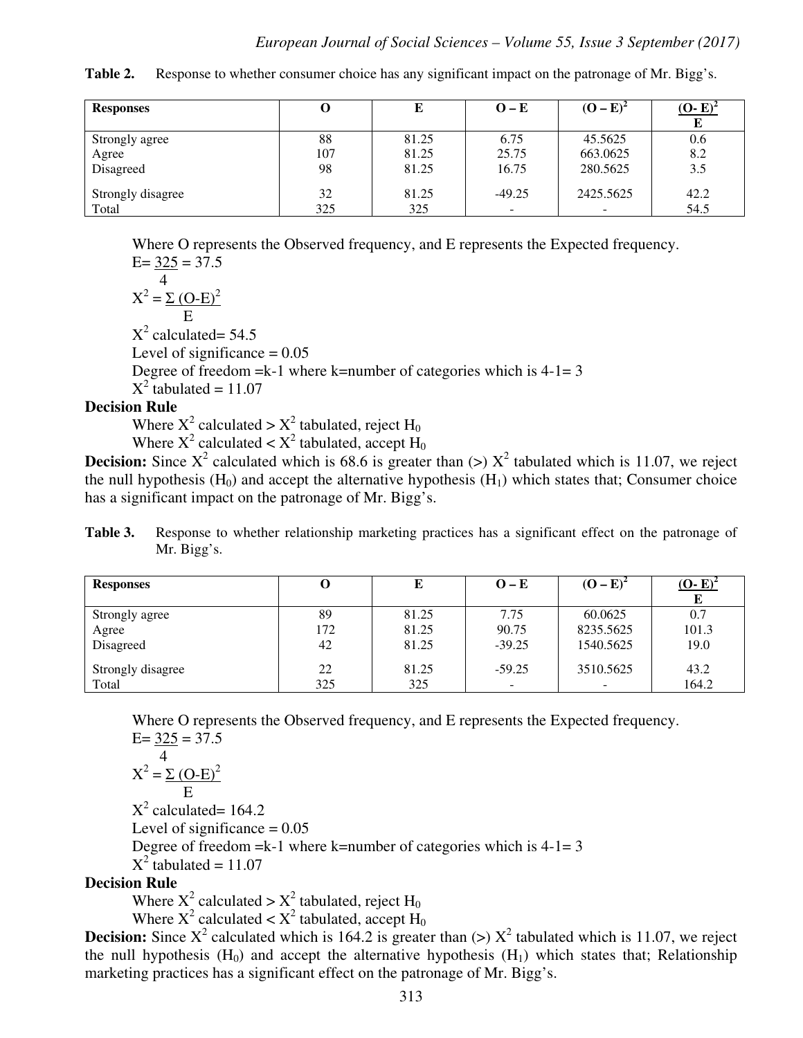**Table 2.** Response to whether consumer choice has any significant impact on the patronage of Mr. Bigg's.

| Responses | O | E | O – E | $(O – E)^2$ | $\frac{(O- E)^2}{E}$ |
|---|---|---|---|---|---|
| Strongly agree | 88 | 81.25 | 6.75 | 45.5625 | 0.6 |
| Agree | 107 | 81.25 | 25.75 | 663.0625 | 8.2 |
| Disagreed | 98 | 81.25 | 16.75 | 280.5625 | 3.5 |
| Strongly disagree | 32 | 81.25 | -49.25 | 2425.5625 | 42.2 |
| Total | 325 | 325 | - | - | 54.5 |

Where O represents the Observed frequency, and E represents the Expected frequency.

$$E = \frac{325}{4} = 37.5$$

$$X^2 = \frac{\Sigma (O-E)^2}{E}$$

$X^2$ calculated= 54.5

Level of significance = 0.05

Degree of freedom =k-1 where k=number of categories which is 4-1= 3

$X^2$ tabulated = 11.07

**Decision Rule**

Where $X^2$ calculated > $X^2$ tabulated, reject $H_0$

Where $X^2$ calculated < $X^2$ tabulated, accept $H_0$

**Decision:** Since $X^2$ calculated which is 68.6 is greater than (>) $X^2$ tabulated which is 11.07, we reject the null hypothesis ($H_0$) and accept the alternative hypothesis ($H_1$) which states that; Consumer choice has a significant impact on the patronage of Mr. Bigg's.

**Table 3.** Response to whether relationship marketing practices has a significant effect on the patronage of Mr. Bigg's.

| Responses | O | E | O – E | $(O – E)^2$ | $\frac{(O- E)^2}{E}$ |
|---|---|---|---|---|---|
| Strongly agree | 89 | 81.25 | 7.75 | 60.0625 | 0.7 |
| Agree | 172 | 81.25 | 90.75 | 8235.5625 | 101.3 |
| Disagreed | 42 | 81.25 | -39.25 | 1540.5625 | 19.0 |
| Strongly disagree | 22 | 81.25 | -59.25 | 3510.5625 | 43.2 |
| Total | 325 | 325 | - | - | 164.2 |

Where O represents the Observed frequency, and E represents the Expected frequency.

$$E = \frac{325}{4} = 37.5$$

$$X^2 = \frac{\Sigma (O-E)^2}{E}$$

$X^2$ calculated= 164.2

Level of significance = 0.05

Degree of freedom =k-1 where k=number of categories which is 4-1= 3

$X^2$ tabulated = 11.07

**Decision Rule**

Where $X^2$ calculated > $X^2$ tabulated, reject $H_0$

Where $X^2$ calculated < $X^2$ tabulated, accept $H_0$

**Decision:** Since $X^2$ calculated which is 164.2 is greater than (>) $X^2$ tabulated which is 11.07, we reject the null hypothesis ($H_0$) and accept the alternative hypothesis ($H_1$) which states that; Relationship marketing practices has a significant effect on the patronage of Mr. Bigg's.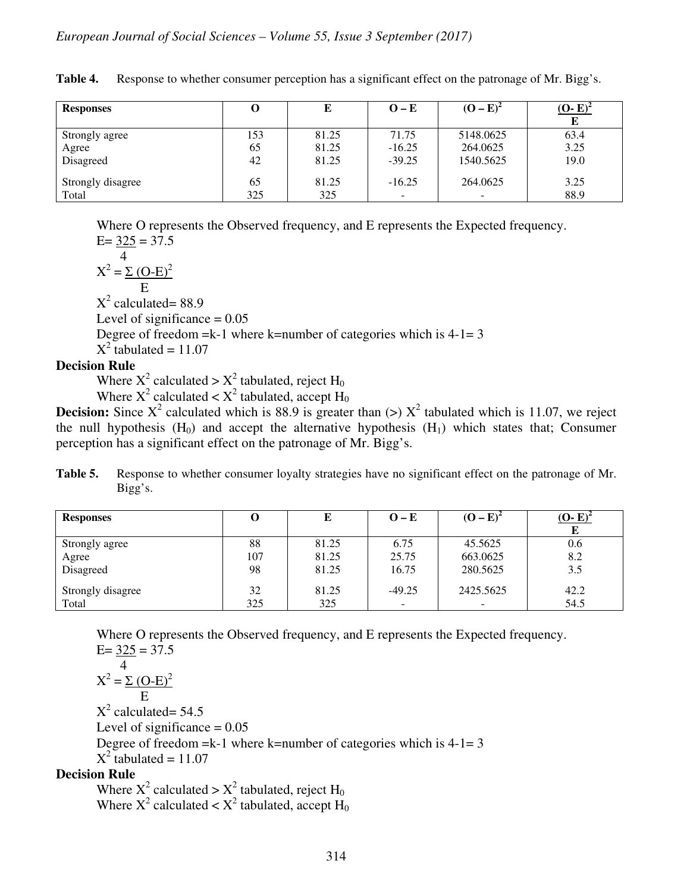**Table 4.** Response to whether consumer perception has a significant effect on the patronage of Mr. Bigg's.

| Responses | O | E | O – E | $(O – E)^2$ | $\frac{(O-E)^2}{E}$ |
|---|---|---|---|---|---|
| Strongly agree | 153 | 81.25 | 71.75 | 5148.0625 | 63.4 |
| Agree | 65 | 81.25 | -16.25 | 264.0625 | 3.25 |
| Disagreed | 42 | 81.25 | -39.25 | 1540.5625 | 19.0 |
| Strongly disagree | 65 | 81.25 | -16.25 | 264.0625 | 3.25 |
| Total | 325 | 325 | - | - | 88.9 |

Where O represents the Observed frequency, and E represents the Expected frequency.

$E = \frac{325}{4} = 37.5$

$X^2 = \frac{\Sigma (O-E)^2}{E}$

$X^2$ calculated= 88.9

Level of significance = 0.05

Degree of freedom =k-1 where k=number of categories which is 4-1= 3

$X^2$ tabulated = 11.07

**Decision Rule**

Where $X^2$ calculated > $X^2$ tabulated, reject $H_0$

Where $X^2$ calculated < $X^2$ tabulated, accept $H_0$

**Decision:** Since $X^2$ calculated which is 88.9 is greater than (>) $X^2$ tabulated which is 11.07, we reject the null hypothesis ($H_0$) and accept the alternative hypothesis ($H_1$) which states that; Consumer perception has a significant effect on the patronage of Mr. Bigg's.

**Table 5.** Response to whether consumer loyalty strategies have no significant effect on the patronage of Mr. Bigg's.

| Responses | O | E | O – E | $(O – E)^2$ | $\frac{(O-E)^2}{E}$ |
|---|---|---|---|---|---|
| Strongly agree | 88 | 81.25 | 6.75 | 45.5625 | 0.6 |
| Agree | 107 | 81.25 | 25.75 | 663.0625 | 8.2 |
| Disagreed | 98 | 81.25 | 16.75 | 280.5625 | 3.5 |
| Strongly disagree | 32 | 81.25 | -49.25 | 2425.5625 | 42.2 |
| Total | 325 | 325 | - | - | 54.5 |

Where O represents the Observed frequency, and E represents the Expected frequency.

$E = \frac{325}{4} = 37.5$

$X^2 = \frac{\Sigma (O-E)^2}{E}$

$X^2$ calculated= 54.5

Level of significance = 0.05

Degree of freedom =k-1 where k=number of categories which is 4-1= 3

$X^2$ tabulated = 11.07

**Decision Rule**

Where $X^2$ calculated > $X^2$ tabulated, reject $H_0$

Where $X^2$ calculated < $X^2$ tabulated, accept $H_0$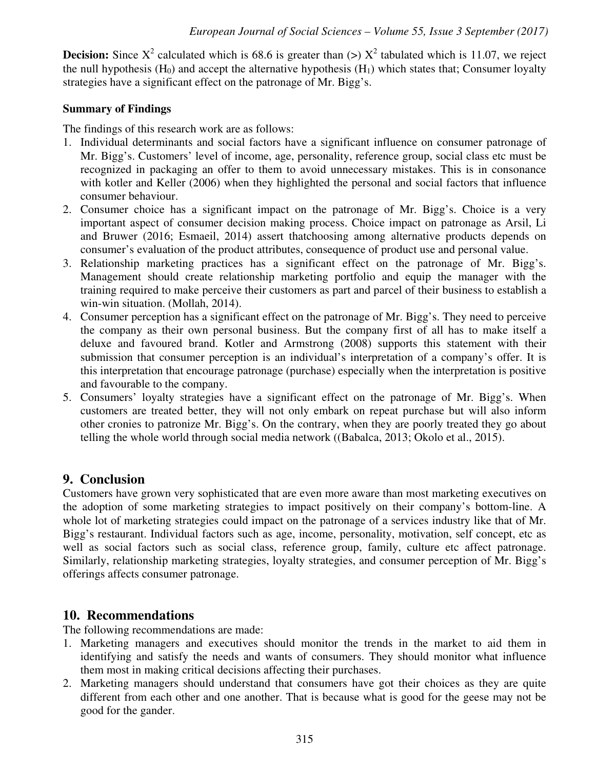**Decision:** Since $X^2$ calculated which is 68.6 is greater than (>) $X^2$ tabulated which is 11.07, we reject the null hypothesis ($H_0$) and accept the alternative hypothesis ($H_1$) which states that; Consumer loyalty strategies have a significant effect on the patronage of Mr. Bigg's.

**Summary of Findings**

The findings of this research work are as follows:

1. Individual determinants and social factors have a significant influence on consumer patronage of Mr. Bigg's. Customers' level of income, age, personality, reference group, social class etc must be recognized in packaging an offer to them to avoid unnecessary mistakes. This is in consonance with kotler and Keller (2006) when they highlighted the personal and social factors that influence consumer behaviour.
2. Consumer choice has a significant impact on the patronage of Mr. Bigg's. Choice is a very important aspect of consumer decision making process. Choice impact on patronage as Arsil, Li and Bruwer (2016; Esmaeil, 2014) assert thatchoosing among alternative products depends on consumer's evaluation of the product attributes, consequence of product use and personal value.
3. Relationship marketing practices has a significant effect on the patronage of Mr. Bigg's. Management should create relationship marketing portfolio and equip the manager with the training required to make perceive their customers as part and parcel of their business to establish a win-win situation. (Mollah, 2014).
4. Consumer perception has a significant effect on the patronage of Mr. Bigg's. They need to perceive the company as their own personal business. But the company first of all has to make itself a deluxe and favoured brand. Kotler and Armstrong (2008) supports this statement with their submission that consumer perception is an individual's interpretation of a company's offer. It is this interpretation that encourage patronage (purchase) especially when the interpretation is positive and favourable to the company.
5. Consumers' loyalty strategies have a significant effect on the patronage of Mr. Bigg's. When customers are treated better, they will not only embark on repeat purchase but will also inform other cronies to patronize Mr. Bigg's. On the contrary, when they are poorly treated they go about telling the whole world through social media network ((Babalca, 2013; Okolo et al., 2015).

## 9. Conclusion

Customers have grown very sophisticated that are even more aware than most marketing executives on the adoption of some marketing strategies to impact positively on their company's bottom-line. A whole lot of marketing strategies could impact on the patronage of a services industry like that of Mr. Bigg's restaurant. Individual factors such as age, income, personality, motivation, self concept, etc as well as social factors such as social class, reference group, family, culture etc affect patronage. Similarly, relationship marketing strategies, loyalty strategies, and consumer perception of Mr. Bigg's offerings affects consumer patronage.

## 10. Recommendations

The following recommendations are made:

1. Marketing managers and executives should monitor the trends in the market to aid them in identifying and satisfy the needs and wants of consumers. They should monitor what influence them most in making critical decisions affecting their purchases.
2. Marketing managers should understand that consumers have got their choices as they are quite different from each other and one another. That is because what is good for the geese may not be good for the gander.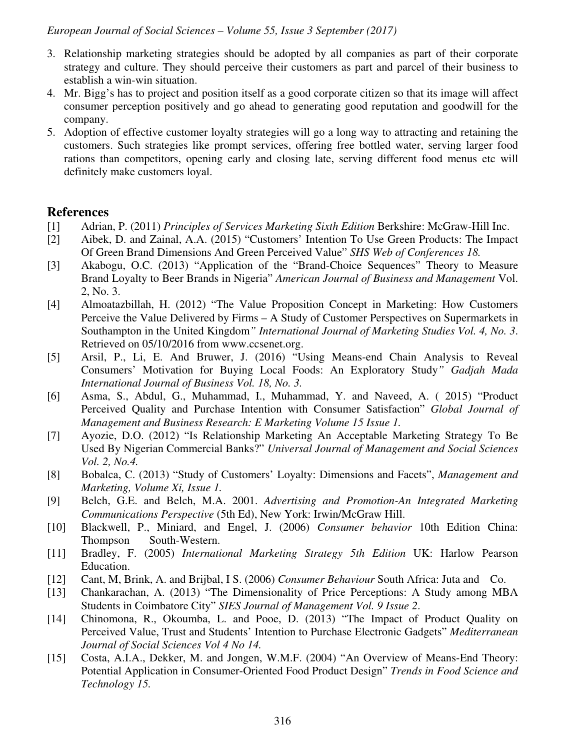3. Relationship marketing strategies should be adopted by all companies as part of their corporate strategy and culture. They should perceive their customers as part and parcel of their business to establish a win-win situation.
4. Mr. Bigg's has to project and position itself as a good corporate citizen so that its image will affect consumer perception positively and go ahead to generating good reputation and goodwill for the company.
5. Adoption of effective customer loyalty strategies will go a long way to attracting and retaining the customers. Such strategies like prompt services, offering free bottled water, serving larger food rations than competitors, opening early and closing late, serving different food menus etc will definitely make customers loyal.

## References

[1] Adrian, P. (2011) *Principles of Services Marketing Sixth Edition* Berkshire: McGraw-Hill Inc.

[2] Aibek, D. and Zainal, A.A. (2015) "Customers' Intention To Use Green Products: The Impact Of Green Brand Dimensions And Green Perceived Value" *SHS Web of Conferences 18.*

[3] Akabogu, O.C. (2013) "Application of the "Brand-Choice Sequences" Theory to Measure Brand Loyalty to Beer Brands in Nigeria" *American Journal of Business and Management* Vol. 2, No. 3.

[4] Almoatazbillah, H. (2012) "The Value Proposition Concept in Marketing: How Customers Perceive the Value Delivered by Firms – A Study of Customer Perspectives on Supermarkets in Southampton in the United Kingdom*" International Journal of Marketing Studies Vol. 4, No. 3*. Retrieved on 05/10/2016 from www.ccsenet.org.

[5] Arsil, P., Li, E. And Bruwer, J. (2016) "Using Means-end Chain Analysis to Reveal Consumers' Motivation for Buying Local Foods: An Exploratory Study*" Gadjah Mada International Journal of Business Vol. 18, No. 3.*

[6] Asma, S., Abdul, G., Muhammad, I., Muhammad, Y. and Naveed, A. ( 2015) "Product Perceived Quality and Purchase Intention with Consumer Satisfaction" *Global Journal of Management and Business Research: E Marketing Volume 15 Issue 1.*

[7] Ayozie, D.O. (2012) "Is Relationship Marketing An Acceptable Marketing Strategy To Be Used By Nigerian Commercial Banks?" *Universal Journal of Management and Social Sciences Vol. 2, No.4.*

[8] Bobalca, C. (2013) "Study of Customers' Loyalty: Dimensions and Facets", *Management and Marketing, Volume Xi, Issue 1.*

[9] Belch, G.E. and Belch, M.A. 2001. *Advertising and Promotion-An Integrated Marketing Communications Perspective* (5th Ed), New York: Irwin/McGraw Hill.

[10] Blackwell, P., Miniard, and Engel, J. (2006) *Consumer behavior* 10th Edition China: Thompson South-Western.

[11] Bradley, F. (2005) *International Marketing Strategy 5th Edition* UK: Harlow Pearson Education.

[12] Cant, M, Brink, A. and Brijbal, I S. (2006) *Consumer Behaviour* South Africa: Juta and Co.

[13] Chankarachan, A. (2013) "The Dimensionality of Price Perceptions: A Study among MBA Students in Coimbatore City" *SIES Journal of Management Vol. 9 Issue 2*.

[14] Chinomona, R., Okoumba, L. and Pooe, D. (2013) "The Impact of Product Quality on Perceived Value, Trust and Students' Intention to Purchase Electronic Gadgets" *Mediterranean Journal of Social Sciences Vol 4 No 14.*

[15] Costa, A.I.A., Dekker, M. and Jongen, W.M.F. (2004) "An Overview of Means-End Theory: Potential Application in Consumer-Oriented Food Product Design" *Trends in Food Science and Technology 15.*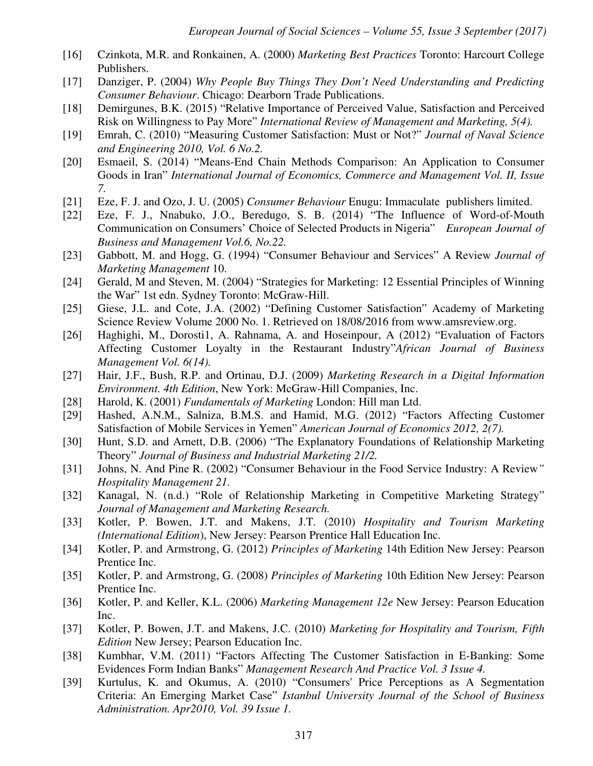[16] Czinkota, M.R. and Ronkainen, A. (2000) *Marketing Best Practices* Toronto: Harcourt College Publishers.

[17] Danziger, P. (2004) *Why People Buy Things They Don't Need Understanding and Predicting Consumer Behaviour*. Chicago: Dearborn Trade Publications.

[18] Demirgunes, B.K. (2015) "Relative Importance of Perceived Value, Satisfaction and Perceived Risk on Willingness to Pay More" *International Review of Management and Marketing, 5(4).*

[19] Emrah, C. (2010) "Measuring Customer Satisfaction: Must or Not?" *Journal of Naval Science and Engineering 2010, Vol. 6 No.2.*

[20] Esmaeil, S. (2014) "Means-End Chain Methods Comparison: An Application to Consumer Goods in Iran" *International Journal of Economics, Commerce and Management Vol. II, Issue 7.*

[21] Eze, F. J. and Ozo, J. U. (2005) *Consumer Behaviour* Enugu: Immaculate publishers limited.

[22] Eze, F. J., Nnabuko, J.O., Beredugo, S. B. (2014) "The Influence of Word-of-Mouth Communication on Consumers' Choice of Selected Products in Nigeria" *European Journal of Business and Management Vol.6, No.22.*

[23] Gabbott, M. and Hogg, G. (1994) "Consumer Behaviour and Services" A Review *Journal of Marketing Management* 10.

[24] Gerald, M and Steven, M. (2004) "Strategies for Marketing: 12 Essential Principles of Winning the War" 1st edn. Sydney Toronto: McGraw-Hill.

[25] Giese, J.L. and Cote, J.A. (2002) "Defining Customer Satisfaction" Academy of Marketing Science Review Volume 2000 No. 1. Retrieved on 18/08/2016 from www.amsreview.org.

[26] Haghighi, M., Dorosti1, A. Rahnama, A. and Hoseinpour, A (2012) "Evaluation of Factors Affecting Customer Loyalty in the Restaurant Industry"*African Journal of Business Management Vol. 6(14).*

[27] Hair, J.F., Bush, R.P. and Ortinau, D.J. (2009) *Marketing Research in a Digital Information Environment. 4th Edition*, New York: McGraw-Hill Companies, Inc.

[28] Harold, K. (2001) *Fundamentals of Marketing* London: Hill man Ltd.

[29] Hashed, A.N.M., Salniza, B.M.S. and Hamid, M.G. (2012) "Factors Affecting Customer Satisfaction of Mobile Services in Yemen" *American Journal of Economics 2012, 2(7).*

[30] Hunt, S.D. and Arnett, D.B. (2006) "The Explanatory Foundations of Relationship Marketing Theory" *Journal of Business and Industrial Marketing 21/2.*

[31] Johns, N. And Pine R. (2002) "Consumer Behaviour in the Food Service Industry: A Review*" Hospitality Management 21.*

[32] Kanagal, N. (n.d.) "Role of Relationship Marketing in Competitive Marketing Strategy" *Journal of Management and Marketing Research.*

[33] Kotler, P. Bowen, J.T. and Makens, J.T. (2010) *Hospitality and Tourism Marketing (International Edition*), New Jersey: Pearson Prentice Hall Education Inc.

[34] Kotler, P. and Armstrong, G. (2012) *Principles of Marketing* 14th Edition New Jersey: Pearson Prentice Inc.

[35] Kotler, P. and Armstrong, G. (2008) *Principles of Marketing* 10th Edition New Jersey: Pearson Prentice Inc.

[36] Kotler, P. and Keller, K.L. (2006) *Marketing Management 12e* New Jersey: Pearson Education Inc.

[37] Kotler, P. Bowen, J.T. and Makens, J.C. (2010) *Marketing for Hospitality and Tourism, Fifth Edition* New Jersey; Pearson Education Inc.

[38] Kumbhar, V.M. (2011) "Factors Affecting The Customer Satisfaction in E-Banking: Some Evidences Form Indian Banks" *Management Research And Practice Vol. 3 Issue 4.*

[39] Kurtulus, K. and Okumus, A. (2010) "Consumers' Price Perceptions as A Segmentation Criteria: An Emerging Market Case" *Istanbul University Journal of the School of Business Administration. Apr2010, Vol. 39 Issue 1.*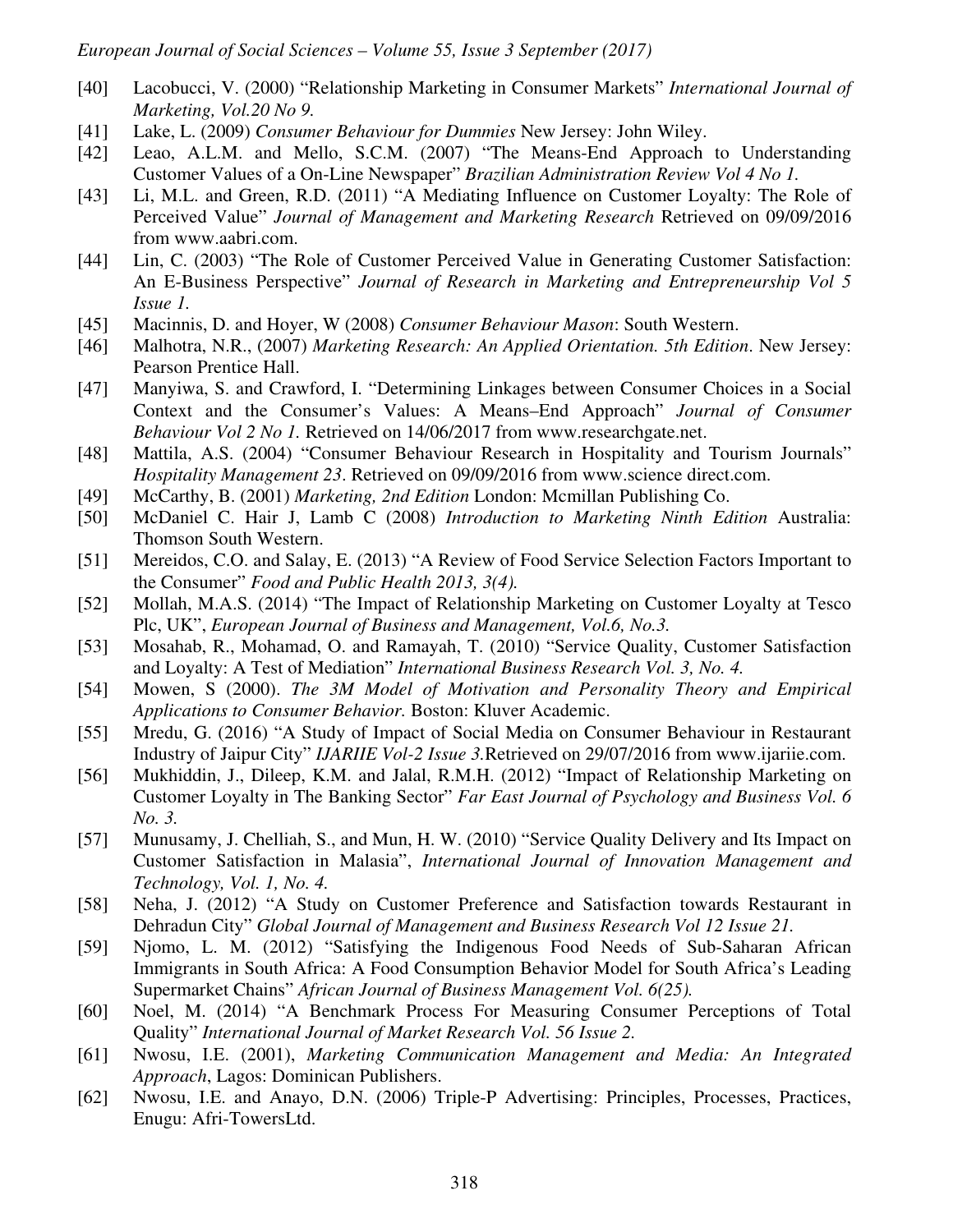[40] Lacobucci, V. (2000) "Relationship Marketing in Consumer Markets" *International Journal of Marketing, Vol.20 No 9.*

[41] Lake, L. (2009) *Consumer Behaviour for Dummies* New Jersey: John Wiley.

[42] Leao, A.L.M. and Mello, S.C.M. (2007) "The Means-End Approach to Understanding Customer Values of a On-Line Newspaper" *Brazilian Administration Review Vol 4 No 1.*

[43] Li, M.L. and Green, R.D. (2011) "A Mediating Influence on Customer Loyalty: The Role of Perceived Value" *Journal of Management and Marketing Research* Retrieved on 09/09/2016 from www.aabri.com.

[44] Lin, C. (2003) "The Role of Customer Perceived Value in Generating Customer Satisfaction: An E-Business Perspective" *Journal of Research in Marketing and Entrepreneurship Vol 5 Issue 1.*

[45] Macinnis, D. and Hoyer, W (2008) *Consumer Behaviour Mason*: South Western.

[46] Malhotra, N.R., (2007) *Marketing Research: An Applied Orientation. 5th Edition*. New Jersey: Pearson Prentice Hall.

[47] Manyiwa, S. and Crawford, I. "Determining Linkages between Consumer Choices in a Social Context and the Consumer's Values: A Means–End Approach" *Journal of Consumer Behaviour Vol 2 No 1.* Retrieved on 14/06/2017 from www.researchgate.net.

[48] Mattila, A.S. (2004) "Consumer Behaviour Research in Hospitality and Tourism Journals" *Hospitality Management 23*. Retrieved on 09/09/2016 from www.science direct.com.

[49] McCarthy, B. (2001) *Marketing, 2nd Edition* London: Mcmillan Publishing Co.

[50] McDaniel C. Hair J, Lamb C (2008) *Introduction to Marketing Ninth Edition* Australia: Thomson South Western.

[51] Mereidos, C.O. and Salay, E. (2013) "A Review of Food Service Selection Factors Important to the Consumer" *Food and Public Health 2013, 3(4).*

[52] Mollah, M.A.S. (2014) "The Impact of Relationship Marketing on Customer Loyalty at Tesco Plc, UK", *European Journal of Business and Management, Vol.6, No.3.*

[53] Mosahab, R., Mohamad, O. and Ramayah, T. (2010) "Service Quality, Customer Satisfaction and Loyalty: A Test of Mediation" *International Business Research Vol. 3, No. 4.*

[54] Mowen, S (2000). *The 3M Model of Motivation and Personality Theory and Empirical Applications to Consumer Behavior.* Boston: Kluver Academic.

[55] Mredu, G. (2016) "A Study of Impact of Social Media on Consumer Behaviour in Restaurant Industry of Jaipur City" *IJARIIE Vol-2 Issue 3.*Retrieved on 29/07/2016 from www.ijariie.com.

[56] Mukhiddin, J., Dileep, K.M. and Jalal, R.M.H. (2012) "Impact of Relationship Marketing on Customer Loyalty in The Banking Sector" *Far East Journal of Psychology and Business Vol. 6 No. 3.*

[57] Munusamy, J. Chelliah, S., and Mun, H. W. (2010) "Service Quality Delivery and Its Impact on Customer Satisfaction in Malasia", *International Journal of Innovation Management and Technology, Vol. 1, No. 4.*

[58] Neha, J. (2012) "A Study on Customer Preference and Satisfaction towards Restaurant in Dehradun City" *Global Journal of Management and Business Research Vol 12 Issue 21.*

[59] Njomo, L. M. (2012) "Satisfying the Indigenous Food Needs of Sub-Saharan African Immigrants in South Africa: A Food Consumption Behavior Model for South Africa's Leading Supermarket Chains" *African Journal of Business Management Vol. 6(25).*

[60] Noel, M. (2014) "A Benchmark Process For Measuring Consumer Perceptions of Total Quality" *International Journal of Market Research Vol. 56 Issue 2.*

[61] Nwosu, I.E. (2001), *Marketing Communication Management and Media: An Integrated Approach*, Lagos: Dominican Publishers.

[62] Nwosu, I.E. and Anayo, D.N. (2006) Triple-P Advertising: Principles, Processes, Practices, Enugu: Afri-TowersLtd.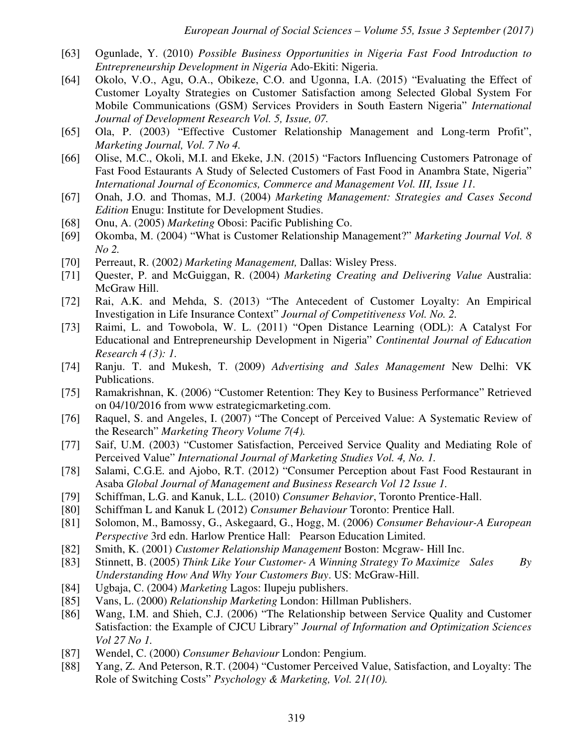[63] Ogunlade, Y. (2010) *Possible Business Opportunities in Nigeria Fast Food Introduction to Entrepreneurship Development in Nigeria* Ado-Ekiti: Nigeria.

[64] Okolo, V.O., Agu, O.A., Obikeze, C.O. and Ugonna, I.A. (2015) "Evaluating the Effect of Customer Loyalty Strategies on Customer Satisfaction among Selected Global System For Mobile Communications (GSM) Services Providers in South Eastern Nigeria" *International Journal of Development Research Vol. 5, Issue, 07.*

[65] Ola, P. (2003) "Effective Customer Relationship Management and Long-term Profit", *Marketing Journal, Vol. 7 No 4.*

[66] Olise, M.C., Okoli, M.I. and Ekeke, J.N. (2015) "Factors Influencing Customers Patronage of Fast Food Estaurants A Study of Selected Customers of Fast Food in Anambra State, Nigeria" *International Journal of Economics, Commerce and Management Vol. III, Issue 11.*

[67] Onah, J.O. and Thomas, M.J. (2004) *Marketing Management: Strategies and Cases Second Edition* Enugu: Institute for Development Studies.

[68] Onu, A. (2005) *Marketing* Obosi: Pacific Publishing Co.

[69] Okomba, M. (2004) "What is Customer Relationship Management?" *Marketing Journal Vol. 8 No 2.*

[70] Perreaut, R. (2002*) Marketing Management,* Dallas: Wisley Press.

[71] Quester, P. and McGuiggan, R. (2004) *Marketing Creating and Delivering Value* Australia: McGraw Hill.

[72] Rai, A.K. and Mehda, S. (2013) "The Antecedent of Customer Loyalty: An Empirical Investigation in Life Insurance Context" *Journal of Competitiveness Vol. No. 2.*

[73] Raimi, L. and Towobola, W. L. (2011) "Open Distance Learning (ODL): A Catalyst For Educational and Entrepreneurship Development in Nigeria" *Continental Journal of Education Research 4 (3): 1.*

[74] Ranju. T. and Mukesh, T. (2009) *Advertising and Sales Management* New Delhi: VK Publications.

[75] Ramakrishnan, K. (2006) "Customer Retention: They Key to Business Performance" Retrieved on 04/10/2016 from www estrategicmarketing.com.

[76] Raquel, S. and Angeles, I. (2007) "The Concept of Perceived Value: A Systematic Review of the Research" *Marketing Theory Volume 7(4).*

[77] Saif, U.M. (2003) "Customer Satisfaction, Perceived Service Quality and Mediating Role of Perceived Value" *International Journal of Marketing Studies Vol. 4, No. 1.*

[78] Salami, C.G.E. and Ajobo, R.T. (2012) "Consumer Perception about Fast Food Restaurant in Asaba *Global Journal of Management and Business Research Vol 12 Issue 1.*

[79] Schiffman, L.G. and Kanuk, L.L. (2010) *Consumer Behavior*, Toronto Prentice-Hall.

[80] Schiffman L and Kanuk L (2012) *Consumer Behaviour* Toronto: Prentice Hall.

[81] Solomon, M., Bamossy, G., Askegaard, G., Hogg, M. (2006) *Consumer Behaviour-A European Perspective* 3rd edn. Harlow Prentice Hall: Pearson Education Limited.

[82] Smith, K. (2001) *Customer Relationship Management* Boston: Mcgraw- Hill Inc.

[83] Stinnett, B. (2005) *Think Like Your Customer- A Winning Strategy To Maximize Sales By Understanding How And Why Your Customers Buy*. US: McGraw-Hill.

[84] Ugbaja, C. (2004) *Marketing* Lagos: Ilupeju publishers.

[85] Vans, L. (2000) *Relationship Marketing* London: Hillman Publishers.

[86] Wang, I.M. and Shieh, C.J. (2006) "The Relationship between Service Quality and Customer Satisfaction: the Example of CJCU Library" *Journal of Information and Optimization Sciences Vol 27 No 1.*

[87] Wendel, C. (2000) *Consumer Behaviour* London: Pengium.

[88] Yang, Z. And Peterson, R.T. (2004) "Customer Perceived Value, Satisfaction, and Loyalty: The Role of Switching Costs" *Psychology & Marketing, Vol. 21(10).*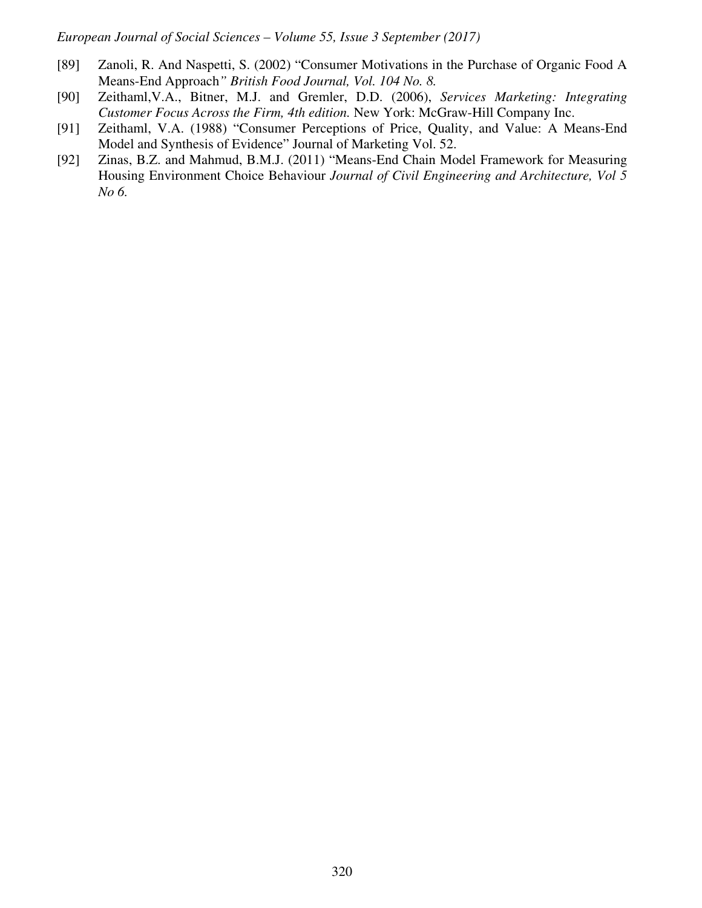[89] Zanoli, R. And Naspetti, S. (2002) "Consumer Motivations in the Purchase of Organic Food A Means-End Approach*" British Food Journal, Vol. 104 No. 8.*

[90] Zeithaml,V.A., Bitner, M.J. and Gremler, D.D. (2006), *Services Marketing: Integrating Customer Focus Across the Firm, 4th edition.* New York: McGraw-Hill Company Inc.

[91] Zeithaml, V.A. (1988) "Consumer Perceptions of Price, Quality, and Value: A Means-End Model and Synthesis of Evidence" Journal of Marketing Vol. 52.

[92] Zinas, B.Z. and Mahmud, B.M.J. (2011) "Means-End Chain Model Framework for Measuring Housing Environment Choice Behaviour *Journal of Civil Engineering and Architecture, Vol 5 No 6.*